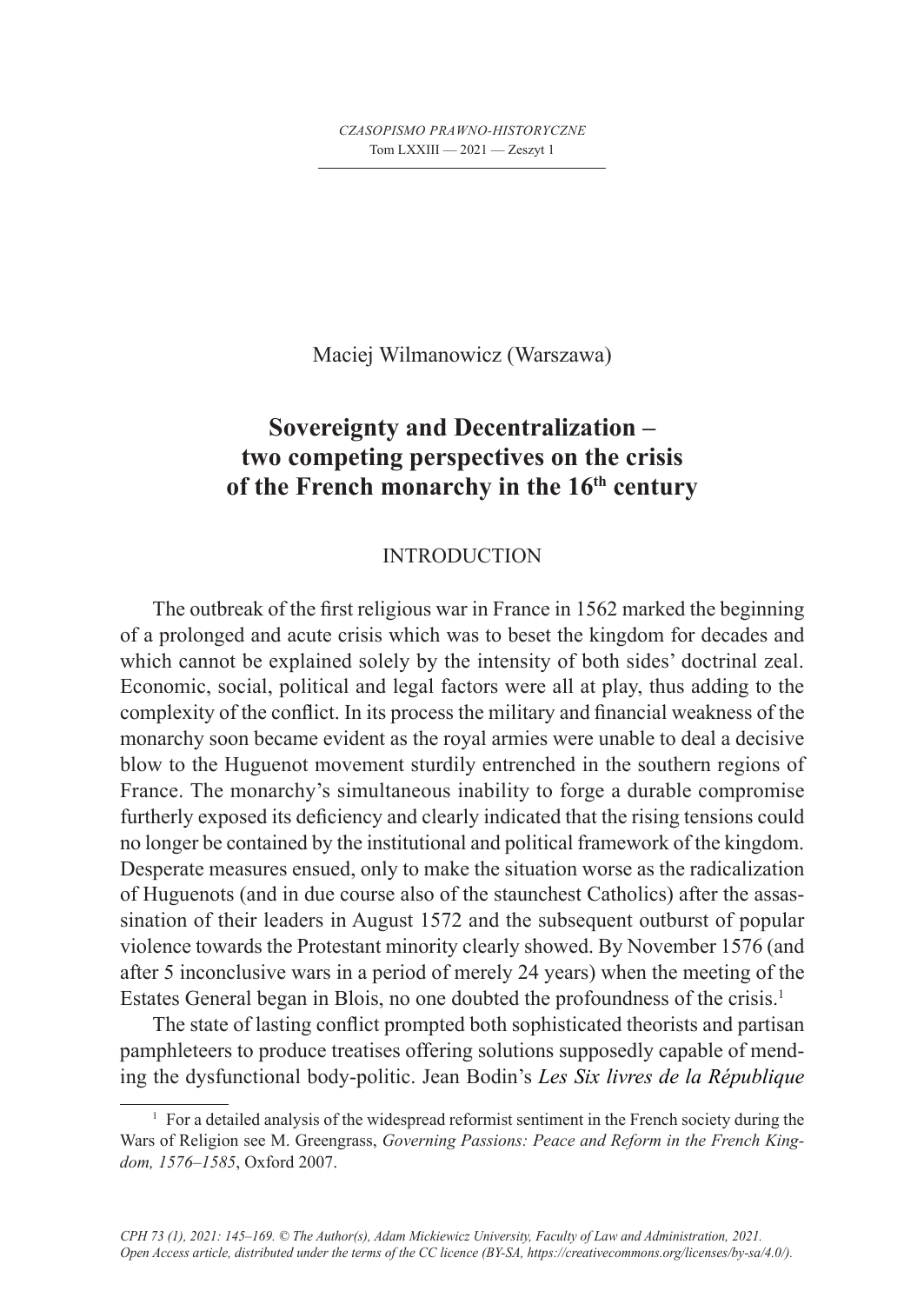Maciej Wilmanowicz (Warszawa)

# Sovereignty and Decentralization – two competing perspectives on the crisis of the French monarchy in the 16th century

## INTRODUCTION

The outbreak of the first religious war in France in 1562 marked the beginning of a prolonged and acute crisis which was to beset the kingdom for decades and which cannot be explained solely by the intensity of both sides' doctrinal zeal. Economic, social, political and legal factors were all at play, thus adding to the complexity of the conflict. In its process the military and financial weakness of the monarchy soon became evident as the royal armies were unable to deal a decisive blow to the Huguenot movement sturdily entrenched in the southern regions of France. The monarchy's simultaneous inability to forge a durable compromise furtherly exposed its deficiency and clearly indicated that the rising tensions could no longer be contained by the institutional and political framework of the kingdom. Desperate measures ensued, only to make the situation worse as the radicalization of Huguenots (and in due course also of the staunchest Catholics) after the assassination of their leaders in August 1572 and the subsequent outburst of popular violence towards the Protestant minority clearly showed. By November 1576 (and after 5 inconclusive wars in a period of merely 24 years) when the meeting of the Estates General began in Blois, no one doubted the profoundness of the crisis.[1]

The state of lasting conflict prompted both sophisticated theorists and partisan pamphleteers to produce treatises offering solutions supposedly capable of mending the dysfunctional body-politic. Jean Bodin's *Les Six livres de la République*

[1] For a detailed analysis of the widespread reformist sentiment in the French society during the Wars of Religion see M. Greengrass, *Governing Passions: Peace and Reform in the French Kingdom, 1576–1585*, Oxford 2007.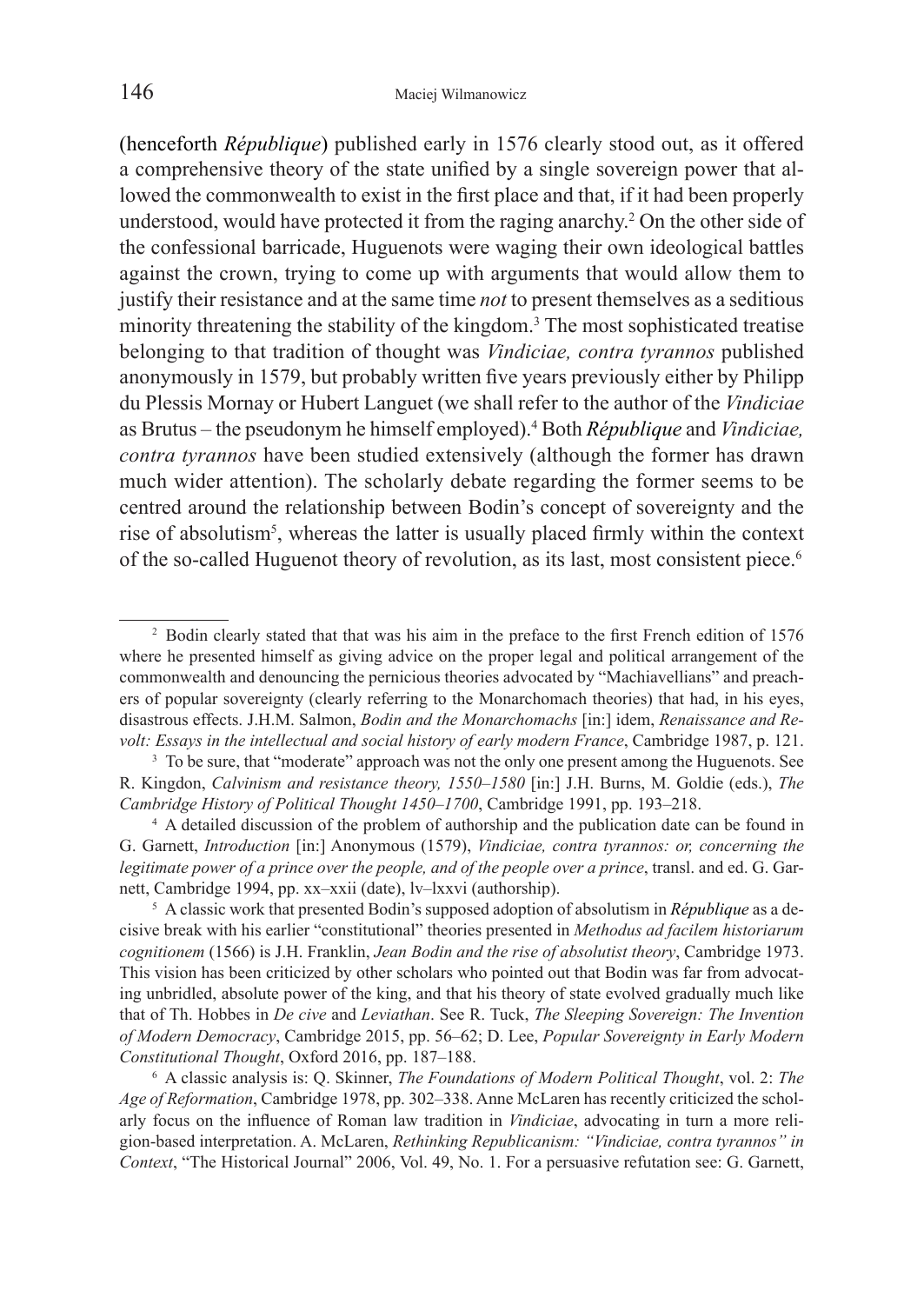(henceforth *République*) published early in 1576 clearly stood out, as it offered a comprehensive theory of the state unified by a single sovereign power that allowed the commonwealth to exist in the first place and that, if it had been properly understood, would have protected it from the raging anarchy.[2] On the other side of the confessional barricade, Huguenots were waging their own ideological battles against the crown, trying to come up with arguments that would allow them to justify their resistance and at the same time *not* to present themselves as a seditious minority threatening the stability of the kingdom.[3] The most sophisticated treatise belonging to that tradition of thought was *Vindiciae, contra tyrannos* published anonymously in 1579, but probably written five years previously either by Philipp du Plessis Mornay or Hubert Languet (we shall refer to the author of the *Vindiciae* as Brutus – the pseudonym he himself employed).[4] Both *République* and *Vindiciae, contra tyrannos* have been studied extensively (although the former has drawn much wider attention). The scholarly debate regarding the former seems to be centred around the relationship between Bodin's concept of sovereignty and the rise of absolutism[5], whereas the latter is usually placed firmly within the context of the so-called Huguenot theory of revolution, as its last, most consistent piece.[6]

---

[2] Bodin clearly stated that that was his aim in the preface to the first French edition of 1576 where he presented himself as giving advice on the proper legal and political arrangement of the commonwealth and denouncing the pernicious theories advocated by "Machiavellians" and preachers of popular sovereignty (clearly referring to the Monarchomach theories) that had, in his eyes, disastrous effects. J.H.M. Salmon, *Bodin and the Monarchomachs* [in:] idem, *Renaissance and Revolt: Essays in the intellectual and social history of early modern France*, Cambridge 1987, p. 121.

[3] To be sure, that "moderate" approach was not the only one present among the Huguenots. See R. Kingdon, *Calvinism and resistance theory, 1550–1580* [in:] J.H. Burns, M. Goldie (eds.), *The Cambridge History of Political Thought 1450–1700*, Cambridge 1991, pp. 193–218.

[4] A detailed discussion of the problem of authorship and the publication date can be found in G. Garnett, *Introduction* [in:] Anonymous (1579), *Vindiciae, contra tyrannos: or, concerning the legitimate power of a prince over the people, and of the people over a prince*, transl. and ed. G. Garnett, Cambridge 1994, pp. xx–xxii (date), lv–lxxvi (authorship).

[5] A classic work that presented Bodin's supposed adoption of absolutism in *République* as a decisive break with his earlier "constitutional" theories presented in *Methodus ad facilem historiarum cognitionem* (1566) is J.H. Franklin, *Jean Bodin and the rise of absolutist theory*, Cambridge 1973. This vision has been criticized by other scholars who pointed out that Bodin was far from advocating unbridled, absolute power of the king, and that his theory of state evolved gradually much like that of Th. Hobbes in *De cive* and *Leviathan*. See R. Tuck, *The Sleeping Sovereign: The Invention of Modern Democracy*, Cambridge 2015, pp. 56–62; D. Lee, *Popular Sovereignty in Early Modern Constitutional Thought*, Oxford 2016, pp. 187–188.

[6] A classic analysis is: Q. Skinner, *The Foundations of Modern Political Thought*, vol. 2: *The Age of Reformation*, Cambridge 1978, pp. 302–338. Anne McLaren has recently criticized the scholarly focus on the influence of Roman law tradition in *Vindiciae*, advocating in turn a more religion-based interpretation. A. McLaren, *Rethinking Republicanism: "Vindiciae, contra tyrannos" in Context*, "The Historical Journal" 2006, Vol. 49, No. 1. For a persuasive refutation see: G. Garnett,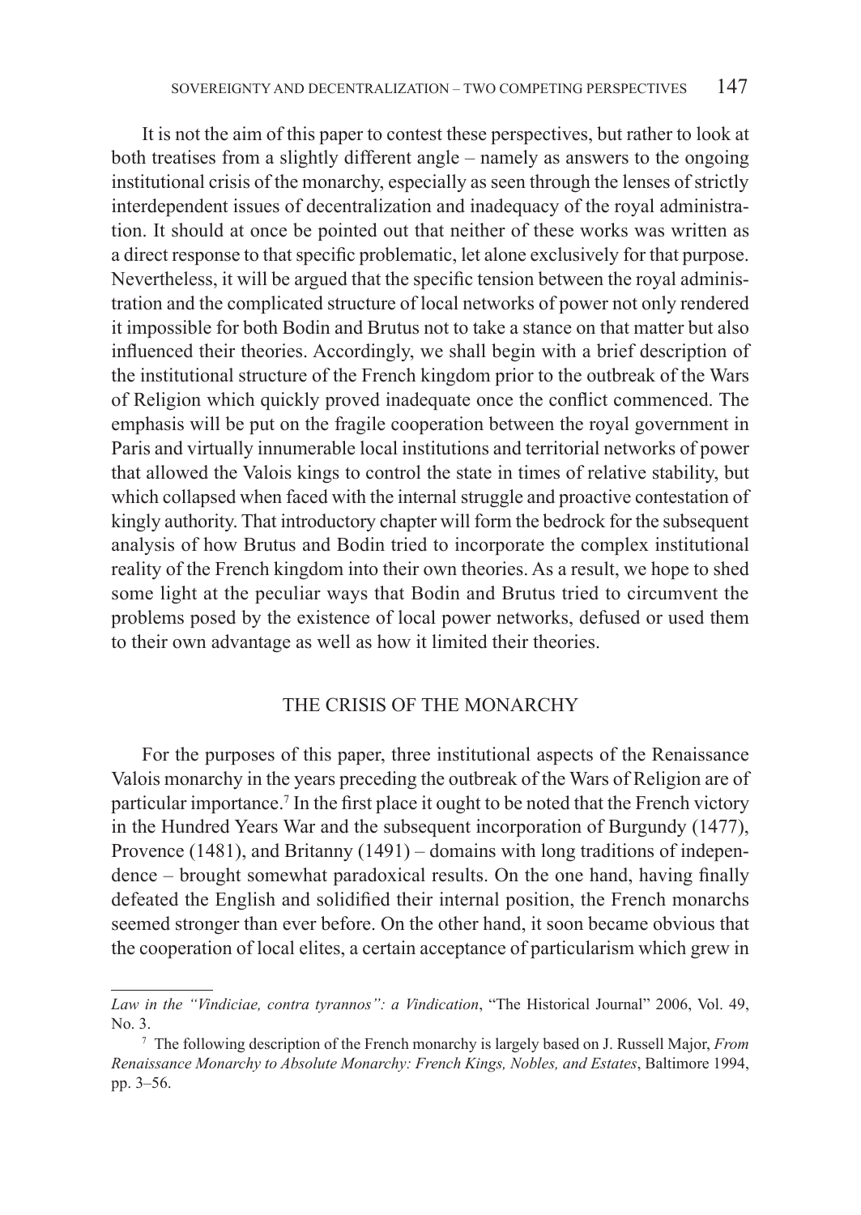It is not the aim of this paper to contest these perspectives, but rather to look at both treatises from a slightly different angle – namely as answers to the ongoing institutional crisis of the monarchy, especially as seen through the lenses of strictly interdependent issues of decentralization and inadequacy of the royal administration. It should at once be pointed out that neither of these works was written as a direct response to that specific problematic, let alone exclusively for that purpose. Nevertheless, it will be argued that the specific tension between the royal administration and the complicated structure of local networks of power not only rendered it impossible for both Bodin and Brutus not to take a stance on that matter but also influenced their theories. Accordingly, we shall begin with a brief description of the institutional structure of the French kingdom prior to the outbreak of the Wars of Religion which quickly proved inadequate once the conflict commenced. The emphasis will be put on the fragile cooperation between the royal government in Paris and virtually innumerable local institutions and territorial networks of power that allowed the Valois kings to control the state in times of relative stability, but which collapsed when faced with the internal struggle and proactive contestation of kingly authority. That introductory chapter will form the bedrock for the subsequent analysis of how Brutus and Bodin tried to incorporate the complex institutional reality of the French kingdom into their own theories. As a result, we hope to shed some light at the peculiar ways that Bodin and Brutus tried to circumvent the problems posed by the existence of local power networks, defused or used them to their own advantage as well as how it limited their theories.

## THE CRISIS OF THE MONARCHY

For the purposes of this paper, three institutional aspects of the Renaissance Valois monarchy in the years preceding the outbreak of the Wars of Religion are of particular importance.[7] In the first place it ought to be noted that the French victory in the Hundred Years War and the subsequent incorporation of Burgundy (1477), Provence (1481), and Britanny (1491) – domains with long traditions of independence – brought somewhat paradoxical results. On the one hand, having finally defeated the English and solidified their internal position, the French monarchs seemed stronger than ever before. On the other hand, it soon became obvious that the cooperation of local elites, a certain acceptance of particularism which grew in

---

*Law in the "Vindiciae, contra tyrannos": a Vindication*, "The Historical Journal" 2006, Vol. 49, No. 3.

[7] The following description of the French monarchy is largely based on J. Russell Major, *From Renaissance Monarchy to Absolute Monarchy: French Kings, Nobles, and Estates*, Baltimore 1994, pp. 3–56.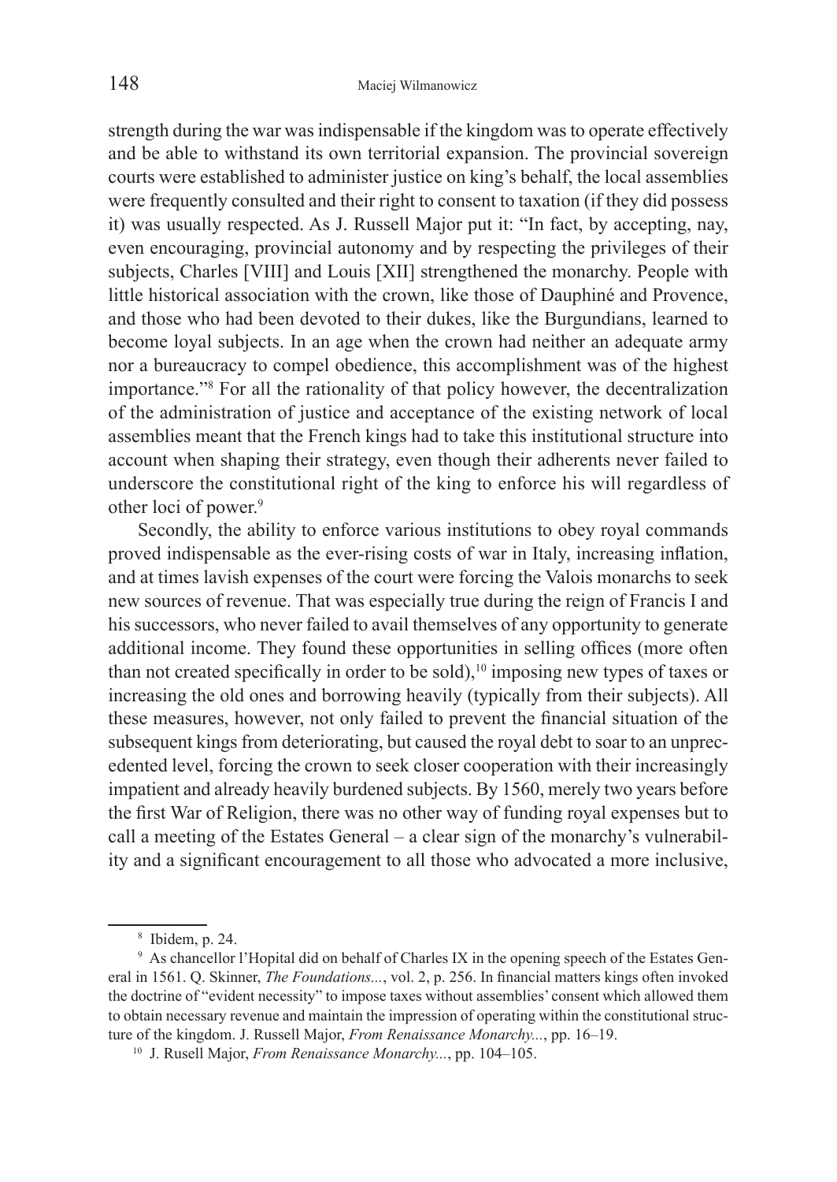strength during the war was indispensable if the kingdom was to operate effectively and be able to withstand its own territorial expansion. The provincial sovereign courts were established to administer justice on king's behalf, the local assemblies were frequently consulted and their right to consent to taxation (if they did possess it) was usually respected. As J. Russell Major put it: "In fact, by accepting, nay, even encouraging, provincial autonomy and by respecting the privileges of their subjects, Charles [VIII] and Louis [XII] strengthened the monarchy. People with little historical association with the crown, like those of Dauphiné and Provence, and those who had been devoted to their dukes, like the Burgundians, learned to become loyal subjects. In an age when the crown had neither an adequate army nor a bureaucracy to compel obedience, this accomplishment was of the highest importance."[8] For all the rationality of that policy however, the decentralization of the administration of justice and acceptance of the existing network of local assemblies meant that the French kings had to take this institutional structure into account when shaping their strategy, even though their adherents never failed to underscore the constitutional right of the king to enforce his will regardless of other loci of power.[9]

Secondly, the ability to enforce various institutions to obey royal commands proved indispensable as the ever-rising costs of war in Italy, increasing inflation, and at times lavish expenses of the court were forcing the Valois monarchs to seek new sources of revenue. That was especially true during the reign of Francis I and his successors, who never failed to avail themselves of any opportunity to generate additional income. They found these opportunities in selling offices (more often than not created specifically in order to be sold),[10] imposing new types of taxes or increasing the old ones and borrowing heavily (typically from their subjects). All these measures, however, not only failed to prevent the financial situation of the subsequent kings from deteriorating, but caused the royal debt to soar to an unprecedented level, forcing the crown to seek closer cooperation with their increasingly impatient and already heavily burdened subjects. By 1560, merely two years before the first War of Religion, there was no other way of funding royal expenses but to call a meeting of the Estates General – a clear sign of the monarchy's vulnerability and a significant encouragement to all those who advocated a more inclusive,

---

[8] Ibidem, p. 24.

[9] As chancellor l'Hopital did on behalf of Charles IX in the opening speech of the Estates General in 1561. Q. Skinner, *The Foundations...*, vol. 2, p. 256. In financial matters kings often invoked the doctrine of "evident necessity" to impose taxes without assemblies' consent which allowed them to obtain necessary revenue and maintain the impression of operating within the constitutional structure of the kingdom. J. Russell Major, *From Renaissance Monarchy...*, pp. 16–19.

[10] J. Rusell Major, *From Renaissance Monarchy...*, pp. 104–105.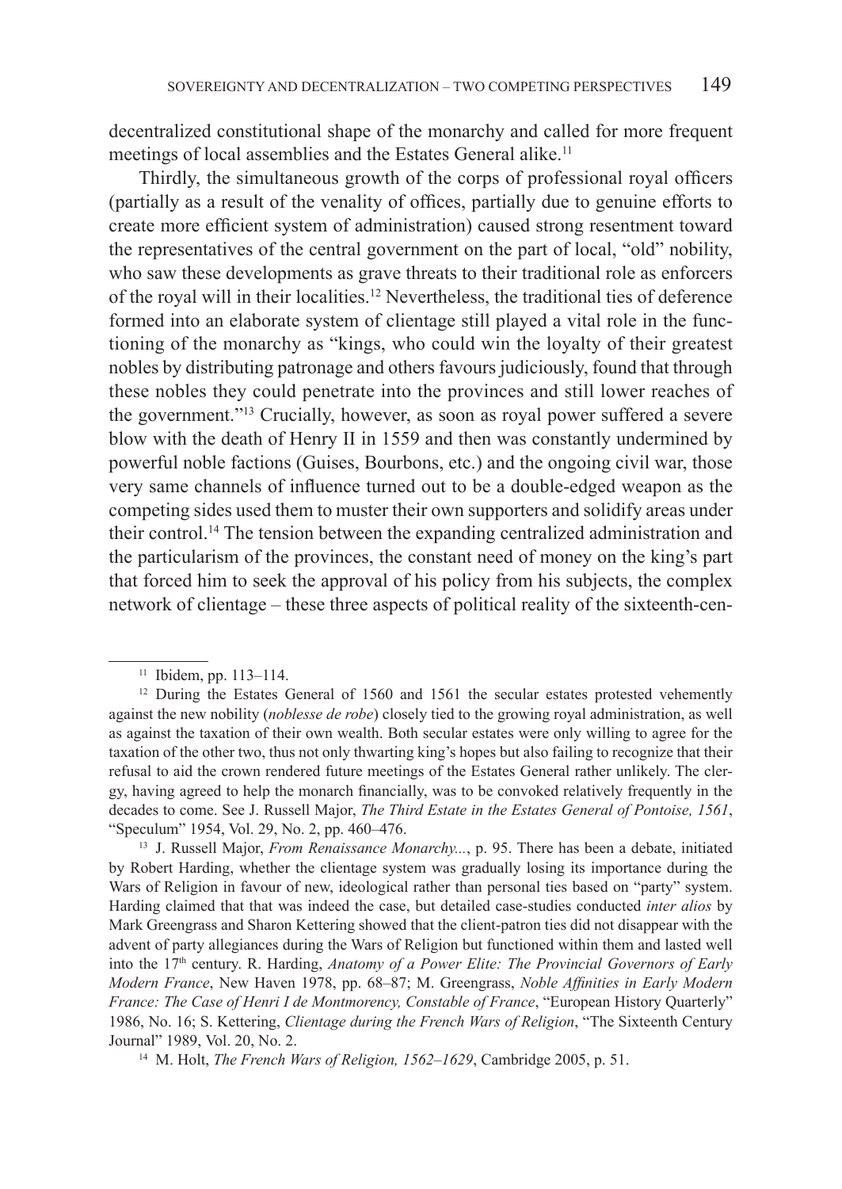decentralized constitutional shape of the monarchy and called for more frequent meetings of local assemblies and the Estates General alike.[11]

Thirdly, the simultaneous growth of the corps of professional royal officers (partially as a result of the venality of offices, partially due to genuine efforts to create more efficient system of administration) caused strong resentment toward the representatives of the central government on the part of local, "old" nobility, who saw these developments as grave threats to their traditional role as enforcers of the royal will in their localities.[12] Nevertheless, the traditional ties of deference formed into an elaborate system of clientage still played a vital role in the functioning of the monarchy as "kings, who could win the loyalty of their greatest nobles by distributing patronage and others favours judiciously, found that through these nobles they could penetrate into the provinces and still lower reaches of the government."[13] Crucially, however, as soon as royal power suffered a severe blow with the death of Henry II in 1559 and then was constantly undermined by powerful noble factions (Guises, Bourbons, etc.) and the ongoing civil war, those very same channels of influence turned out to be a double-edged weapon as the competing sides used them to muster their own supporters and solidify areas under their control.[14] The tension between the expanding centralized administration and the particularism of the provinces, the constant need of money on the king's part that forced him to seek the approval of his policy from his subjects, the complex network of clientage – these three aspects of political reality of the sixteenth-cen-

---

[11] Ibidem, pp. 113–114.

[12] During the Estates General of 1560 and 1561 the secular estates protested vehemently against the new nobility (*noblesse de robe*) closely tied to the growing royal administration, as well as against the taxation of their own wealth. Both secular estates were only willing to agree for the taxation of the other two, thus not only thwarting king's hopes but also failing to recognize that their refusal to aid the crown rendered future meetings of the Estates General rather unlikely. The clergy, having agreed to help the monarch financially, was to be convoked relatively frequently in the decades to come. See J. Russell Major, *The Third Estate in the Estates General of Pontoise, 1561*, "Speculum" 1954, Vol. 29, No. 2, pp. 460–476.

[13] J. Russell Major, *From Renaissance Monarchy...*, p. 95. There has been a debate, initiated by Robert Harding, whether the clientage system was gradually losing its importance during the Wars of Religion in favour of new, ideological rather than personal ties based on "party" system. Harding claimed that that was indeed the case, but detailed case-studies conducted *inter alios* by Mark Greengrass and Sharon Kettering showed that the client-patron ties did not disappear with the advent of party allegiances during the Wars of Religion but functioned within them and lasted well into the 17th century. R. Harding, *Anatomy of a Power Elite: The Provincial Governors of Early Modern France*, New Haven 1978, pp. 68–87; M. Greengrass, *Noble Affinities in Early Modern France: The Case of Henri I de Montmorency, Constable of France*, "European History Quarterly" 1986, No. 16; S. Kettering, *Clientage during the French Wars of Religion*, "The Sixteenth Century Journal" 1989, Vol. 20, No. 2.

[14] M. Holt, *The French Wars of Religion, 1562–1629*, Cambridge 2005, p. 51.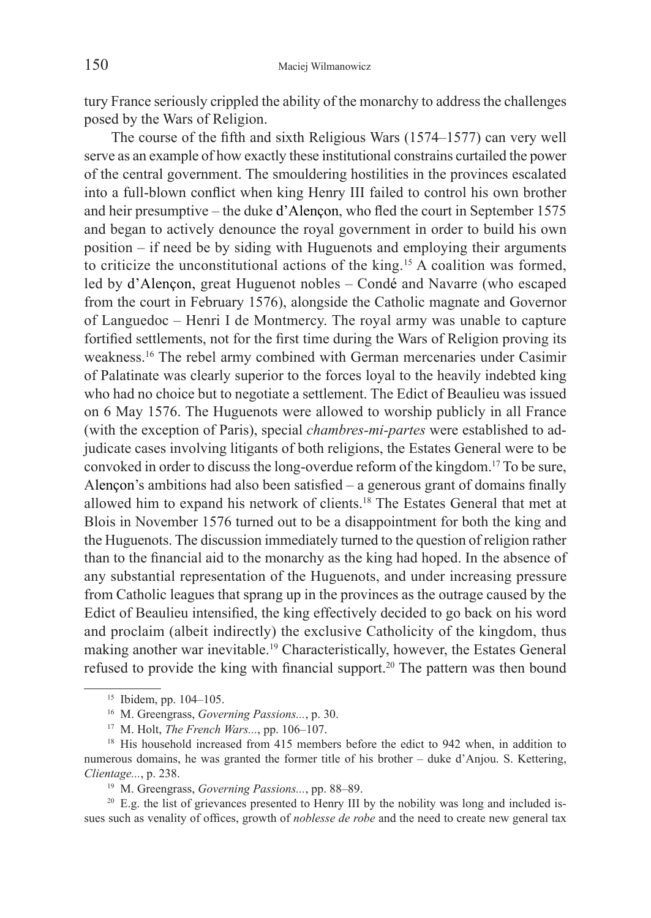tury France seriously crippled the ability of the monarchy to address the challenges posed by the Wars of Religion.

The course of the fifth and sixth Religious Wars (1574–1577) can very well serve as an example of how exactly these institutional constrains curtailed the power of the central government. The smouldering hostilities in the provinces escalated into a full-blown conflict when king Henry III failed to control his own brother and heir presumptive – the duke d'Alençon, who fled the court in September 1575 and began to actively denounce the royal government in order to build his own position – if need be by siding with Huguenots and employing their arguments to criticize the unconstitutional actions of the king.[15] A coalition was formed, led by d'Alençon, great Huguenot nobles – Condé and Navarre (who escaped from the court in February 1576), alongside the Catholic magnate and Governor of Languedoc – Henri I de Montmercy. The royal army was unable to capture fortified settlements, not for the first time during the Wars of Religion proving its weakness.[16] The rebel army combined with German mercenaries under Casimir of Palatinate was clearly superior to the forces loyal to the heavily indebted king who had no choice but to negotiate a settlement. The Edict of Beaulieu was issued on 6 May 1576. The Huguenots were allowed to worship publicly in all France (with the exception of Paris), special *chambres-mi-partes* were established to adjudicate cases involving litigants of both religions, the Estates General were to be convoked in order to discuss the long-overdue reform of the kingdom.[17] To be sure, Alençon's ambitions had also been satisfied – a generous grant of domains finally allowed him to expand his network of clients.[18] The Estates General that met at Blois in November 1576 turned out to be a disappointment for both the king and the Huguenots. The discussion immediately turned to the question of religion rather than to the financial aid to the monarchy as the king had hoped. In the absence of any substantial representation of the Huguenots, and under increasing pressure from Catholic leagues that sprang up in the provinces as the outrage caused by the Edict of Beaulieu intensified, the king effectively decided to go back on his word and proclaim (albeit indirectly) the exclusive Catholicity of the kingdom, thus making another war inevitable.[19] Characteristically, however, the Estates General refused to provide the king with financial support.[20] The pattern was then bound

[15] Ibidem, pp. 104–105.

[16] M. Greengrass, *Governing Passions...*, p. 30.

[17] M. Holt, *The French Wars...*, pp. 106–107.

[18] His household increased from 415 members before the edict to 942 when, in addition to numerous domains, he was granted the former title of his brother – duke d'Anjou. S. Kettering, *Clientage...*, p. 238.

[19] M. Greengrass, *Governing Passions...*, pp. 88–89.

[20] E.g. the list of grievances presented to Henry III by the nobility was long and included issues such as venality of offices, growth of *noblesse de robe* and the need to create new general tax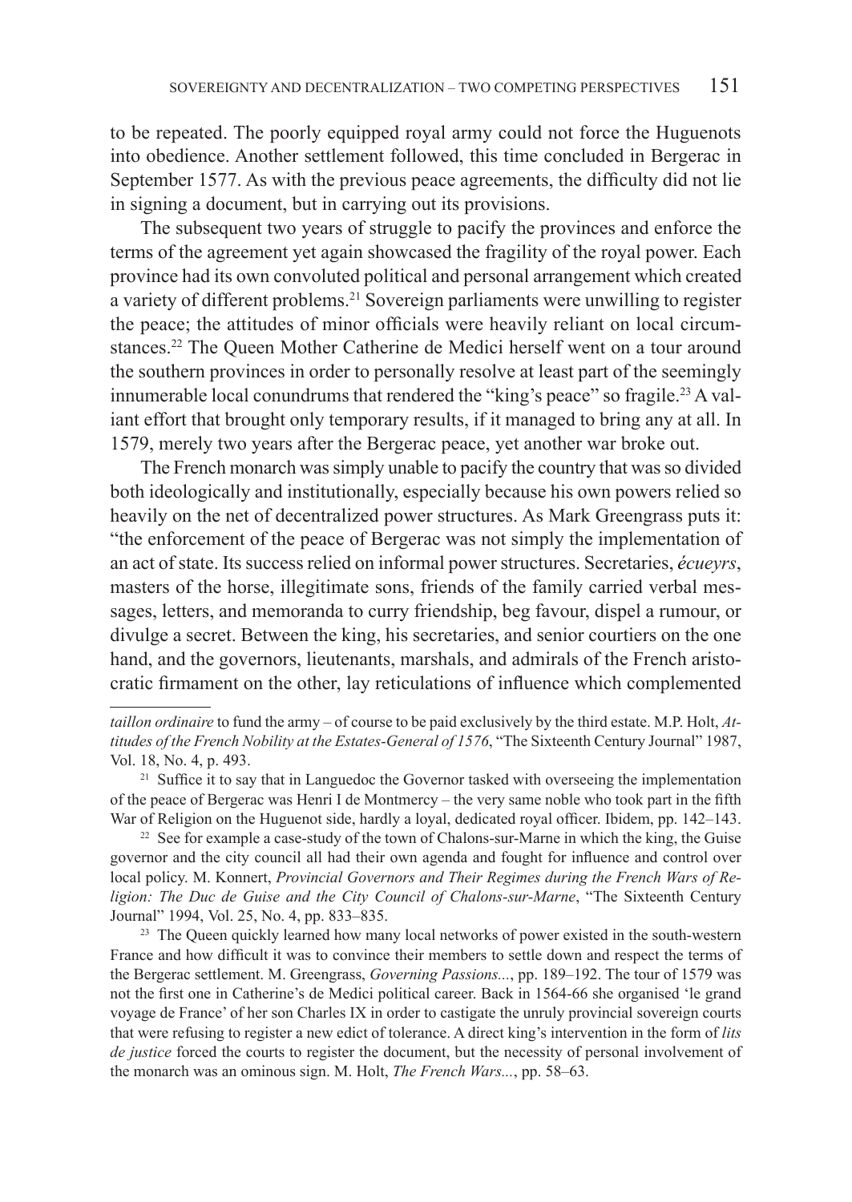to be repeated. The poorly equipped royal army could not force the Huguenots into obedience. Another settlement followed, this time concluded in Bergerac in September 1577. As with the previous peace agreements, the difficulty did not lie in signing a document, but in carrying out its provisions.

The subsequent two years of struggle to pacify the provinces and enforce the terms of the agreement yet again showcased the fragility of the royal power. Each province had its own convoluted political and personal arrangement which created a variety of different problems.[21] Sovereign parliaments were unwilling to register the peace; the attitudes of minor officials were heavily reliant on local circumstances.[22] The Queen Mother Catherine de Medici herself went on a tour around the southern provinces in order to personally resolve at least part of the seemingly innumerable local conundrums that rendered the "king's peace" so fragile.[23] A valiant effort that brought only temporary results, if it managed to bring any at all. In 1579, merely two years after the Bergerac peace, yet another war broke out.

The French monarch was simply unable to pacify the country that was so divided both ideologically and institutionally, especially because his own powers relied so heavily on the net of decentralized power structures. As Mark Greengrass puts it: "the enforcement of the peace of Bergerac was not simply the implementation of an act of state. Its success relied on informal power structures. Secretaries, *écueyrs*, masters of the horse, illegitimate sons, friends of the family carried verbal messages, letters, and memoranda to curry friendship, beg favour, dispel a rumour, or divulge a secret. Between the king, his secretaries, and senior courtiers on the one hand, and the governors, lieutenants, marshals, and admirals of the French aristocratic firmament on the other, lay reticulations of influence which complemented

---

*taillon ordinaire* to fund the army – of course to be paid exclusively by the third estate. M.P. Holt, *Attitudes of the French Nobility at the Estates-General of 1576*, "The Sixteenth Century Journal" 1987, Vol. 18, No. 4, p. 493.

[21] Suffice it to say that in Languedoc the Governor tasked with overseeing the implementation of the peace of Bergerac was Henri I de Montmercy – the very same noble who took part in the fifth War of Religion on the Huguenot side, hardly a loyal, dedicated royal officer. Ibidem, pp. 142–143.

[22] See for example a case-study of the town of Chalons-sur-Marne in which the king, the Guise governor and the city council all had their own agenda and fought for influence and control over local policy. M. Konnert, *Provincial Governors and Their Regimes during the French Wars of Religion: The Duc de Guise and the City Council of Chalons-sur-Marne*, "The Sixteenth Century Journal" 1994, Vol. 25, No. 4, pp. 833–835.

[23] The Queen quickly learned how many local networks of power existed in the south-western France and how difficult it was to convince their members to settle down and respect the terms of the Bergerac settlement. M. Greengrass, *Governing Passions...*, pp. 189–192. The tour of 1579 was not the first one in Catherine's de Medici political career. Back in 1564-66 she organised 'le grand voyage de France' of her son Charles IX in order to castigate the unruly provincial sovereign courts that were refusing to register a new edict of tolerance. A direct king's intervention in the form of *lits de justice* forced the courts to register the document, but the necessity of personal involvement of the monarch was an ominous sign. M. Holt, *The French Wars...*, pp. 58–63.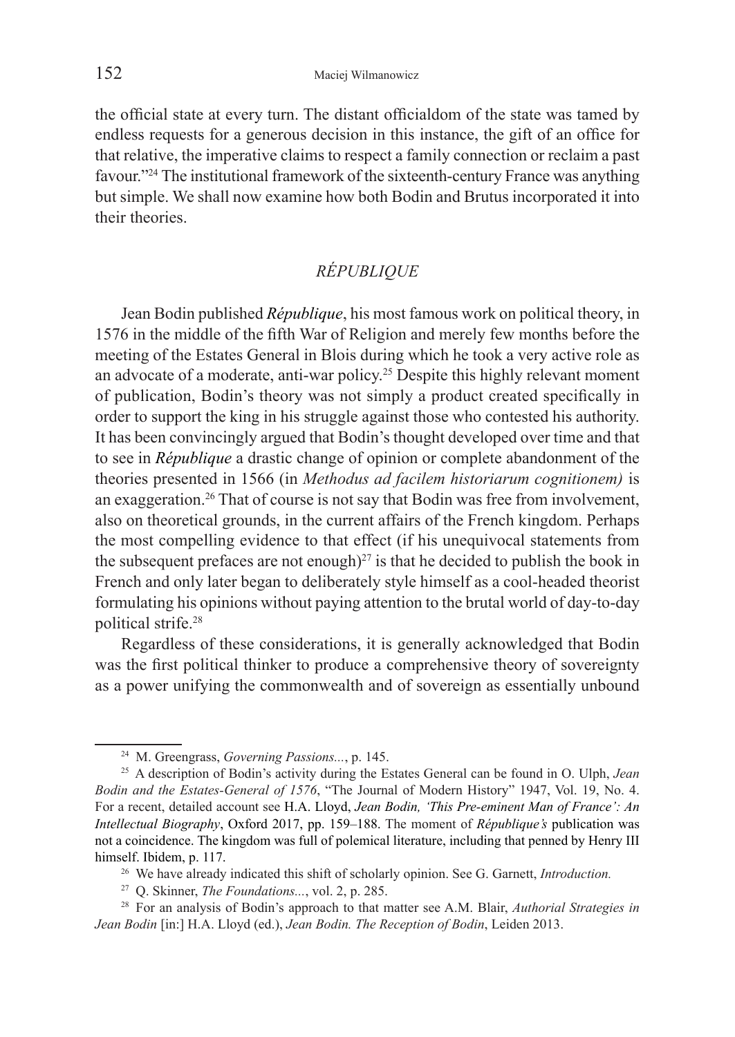the official state at every turn. The distant officialdom of the state was tamed by endless requests for a generous decision in this instance, the gift of an office for that relative, the imperative claims to respect a family connection or reclaim a past favour."[24] The institutional framework of the sixteenth-century France was anything but simple. We shall now examine how both Bodin and Brutus incorporated it into their theories.

## *RÉPUBLIQUE*

Jean Bodin published *République*, his most famous work on political theory, in 1576 in the middle of the fifth War of Religion and merely few months before the meeting of the Estates General in Blois during which he took a very active role as an advocate of a moderate, anti-war policy.[25] Despite this highly relevant moment of publication, Bodin's theory was not simply a product created specifically in order to support the king in his struggle against those who contested his authority. It has been convincingly argued that Bodin's thought developed over time and that to see in *République* a drastic change of opinion or complete abandonment of the theories presented in 1566 (in *Methodus ad facilem historiarum cognitionem)* is an exaggeration.[26] That of course is not say that Bodin was free from involvement, also on theoretical grounds, in the current affairs of the French kingdom. Perhaps the most compelling evidence to that effect (if his unequivocal statements from the subsequent prefaces are not enough)[27] is that he decided to publish the book in French and only later began to deliberately style himself as a cool-headed theorist formulating his opinions without paying attention to the brutal world of day-to-day political strife.[28]

Regardless of these considerations, it is generally acknowledged that Bodin was the first political thinker to produce a comprehensive theory of sovereignty as a power unifying the commonwealth and of sovereign as essentially unbound

---

[24] M. Greengrass, *Governing Passions...*, p. 145.

[25] A description of Bodin's activity during the Estates General can be found in O. Ulph, *Jean Bodin and the Estates-General of 1576*, "The Journal of Modern History" 1947, Vol. 19, No. 4. For a recent, detailed account see H.A. Lloyd, *Jean Bodin, 'This Pre-eminent Man of France': An Intellectual Biography*, Oxford 2017, pp. 159–188. The moment of *République's* publication was not a coincidence. The kingdom was full of polemical literature, including that penned by Henry III himself. Ibidem, p. 117.

[26] We have already indicated this shift of scholarly opinion. See G. Garnett, *Introduction.*

[27] Q. Skinner, *The Foundations...*, vol. 2, p. 285.

[28] For an analysis of Bodin's approach to that matter see A.M. Blair, *Authorial Strategies in Jean Bodin* [in:] H.A. Lloyd (ed.), *Jean Bodin. The Reception of Bodin*, Leiden 2013.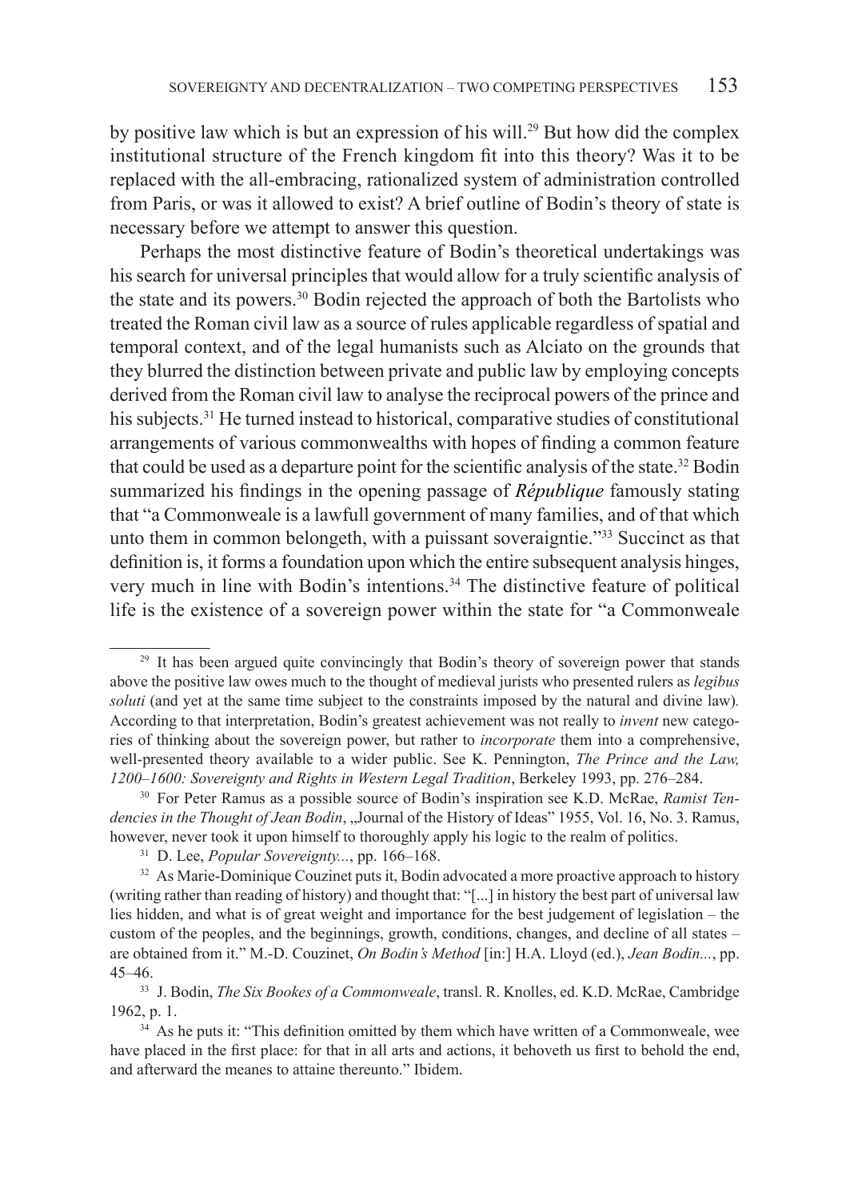by positive law which is but an expression of his will.[29] But how did the complex institutional structure of the French kingdom fit into this theory? Was it to be replaced with the all-embracing, rationalized system of administration controlled from Paris, or was it allowed to exist? A brief outline of Bodin's theory of state is necessary before we attempt to answer this question.

Perhaps the most distinctive feature of Bodin's theoretical undertakings was his search for universal principles that would allow for a truly scientific analysis of the state and its powers.[30] Bodin rejected the approach of both the Bartolists who treated the Roman civil law as a source of rules applicable regardless of spatial and temporal context, and of the legal humanists such as Alciato on the grounds that they blurred the distinction between private and public law by employing concepts derived from the Roman civil law to analyse the reciprocal powers of the prince and his subjects.[31] He turned instead to historical, comparative studies of constitutional arrangements of various commonwealths with hopes of finding a common feature that could be used as a departure point for the scientific analysis of the state.[32] Bodin summarized his findings in the opening passage of ***République*** famously stating that "a Commonweale is a lawfull government of many families, and of that which unto them in common belongeth, with a puissant soveraigntie."[33] Succinct as that definition is, it forms a foundation upon which the entire subsequent analysis hinges, very much in line with Bodin's intentions.[34] The distinctive feature of political life is the existence of a sovereign power within the state for "a Commonweale

---

[29] It has been argued quite convincingly that Bodin's theory of sovereign power that stands above the positive law owes much to the thought of medieval jurists who presented rulers as *legibus soluti* (and yet at the same time subject to the constraints imposed by the natural and divine law). According to that interpretation, Bodin's greatest achievement was not really to *invent* new categories of thinking about the sovereign power, but rather to *incorporate* them into a comprehensive, well-presented theory available to a wider public. See K. Pennington, *The Prince and the Law, 1200–1600: Sovereignty and Rights in Western Legal Tradition*, Berkeley 1993, pp. 276–284.

[30] For Peter Ramus as a possible source of Bodin's inspiration see K.D. McRae, *Ramist Tendencies in the Thought of Jean Bodin*, „Journal of the History of Ideas" 1955, Vol. 16, No. 3. Ramus, however, never took it upon himself to thoroughly apply his logic to the realm of politics.

[31] D. Lee, *Popular Sovereignty...*, pp. 166–168.

[32] As Marie-Dominique Couzinet puts it, Bodin advocated a more proactive approach to history (writing rather than reading of history) and thought that: "[...] in history the best part of universal law lies hidden, and what is of great weight and importance for the best judgement of legislation – the custom of the peoples, and the beginnings, growth, conditions, changes, and decline of all states – are obtained from it." M.-D. Couzinet, *On Bodin's Method* [in:] H.A. Lloyd (ed.), *Jean Bodin...*, pp. 45–46.

[33] J. Bodin, *The Six Bookes of a Commonweale*, transl. R. Knolles, ed. K.D. McRae, Cambridge 1962, p. 1.

[34] As he puts it: "This definition omitted by them which have written of a Commonweale, wee have placed in the first place: for that in all arts and actions, it behoveth us first to behold the end, and afterward the meanes to attaine thereunto." Ibidem.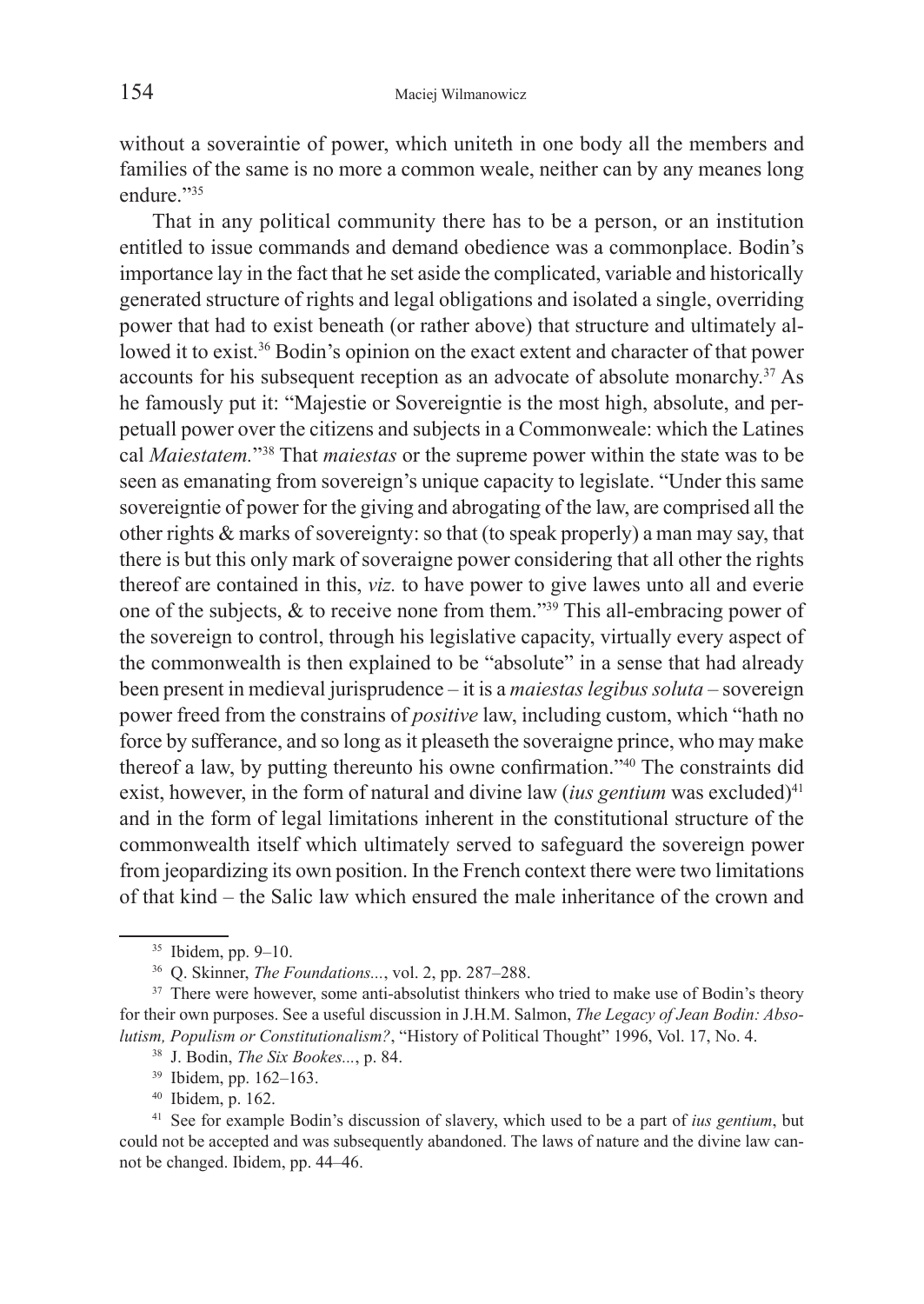without a soveraintie of power, which uniteth in one body all the members and families of the same is no more a common weale, neither can by any meanes long endure."[35]

That in any political community there has to be a person, or an institution entitled to issue commands and demand obedience was a commonplace. Bodin's importance lay in the fact that he set aside the complicated, variable and historically generated structure of rights and legal obligations and isolated a single, overriding power that had to exist beneath (or rather above) that structure and ultimately allowed it to exist.[36] Bodin's opinion on the exact extent and character of that power accounts for his subsequent reception as an advocate of absolute monarchy.[37] As he famously put it: "Majestie or Sovereigntie is the most high, absolute, and perpetuall power over the citizens and subjects in a Commonweale: which the Latines cal *Maiestatem.*"[38] That *maiestas* or the supreme power within the state was to be seen as emanating from sovereign's unique capacity to legislate. "Under this same sovereigntie of power for the giving and abrogating of the law, are comprised all the other rights & marks of sovereignty: so that (to speak properly) a man may say, that there is but this only mark of soveraigne power considering that all other the rights thereof are contained in this, *viz.* to have power to give lawes unto all and everie one of the subjects, & to receive none from them."[39] This all-embracing power of the sovereign to control, through his legislative capacity, virtually every aspect of the commonwealth is then explained to be "absolute" in a sense that had already been present in medieval jurisprudence – it is a *maiestas legibus soluta* – sovereign power freed from the constrains of *positive* law, including custom, which "hath no force by sufferance, and so long as it pleaseth the soveraigne prince, who may make thereof a law, by putting thereunto his owne confirmation."[40] The constraints did exist, however, in the form of natural and divine law (*ius gentium* was excluded)[41] and in the form of legal limitations inherent in the constitutional structure of the commonwealth itself which ultimately served to safeguard the sovereign power from jeopardizing its own position. In the French context there were two limitations of that kind – the Salic law which ensured the male inheritance of the crown and

---

[35] Ibidem, pp. 9–10.

[36] Q. Skinner, *The Foundations...*, vol. 2, pp. 287–288.

[37] There were however, some anti-absolutist thinkers who tried to make use of Bodin's theory for their own purposes. See a useful discussion in J.H.M. Salmon, *The Legacy of Jean Bodin: Absolutism, Populism or Constitutionalism?*, "History of Political Thought" 1996, Vol. 17, No. 4.

[38] J. Bodin, *The Six Bookes...*, p. 84.

[39] Ibidem, pp. 162–163.

[40] Ibidem, p. 162.

[41] See for example Bodin's discussion of slavery, which used to be a part of *ius gentium*, but could not be accepted and was subsequently abandoned. The laws of nature and the divine law cannot be changed. Ibidem, pp. 44–46.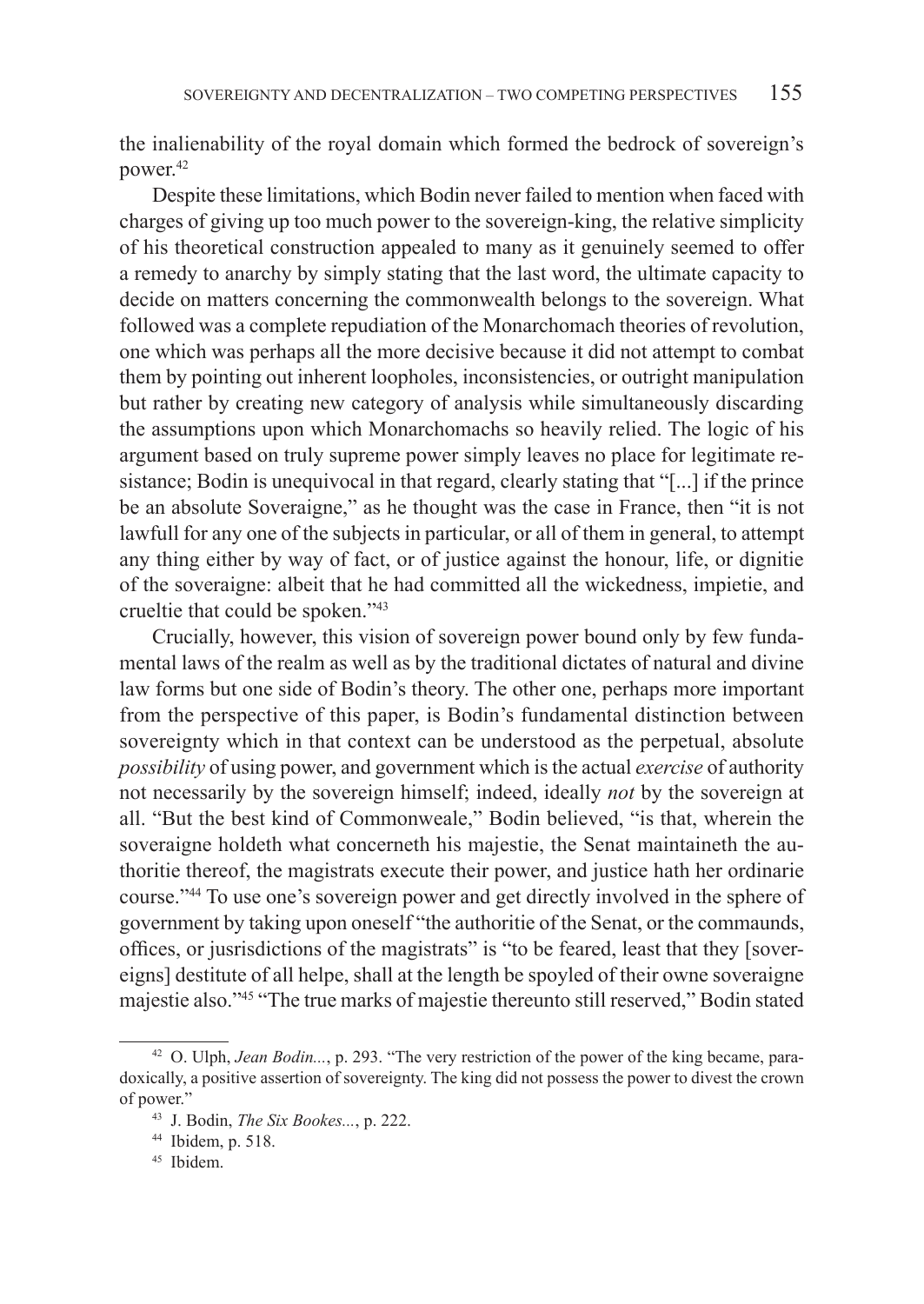the inalienability of the royal domain which formed the bedrock of sovereign's power.[42]

Despite these limitations, which Bodin never failed to mention when faced with charges of giving up too much power to the sovereign-king, the relative simplicity of his theoretical construction appealed to many as it genuinely seemed to offer a remedy to anarchy by simply stating that the last word, the ultimate capacity to decide on matters concerning the commonwealth belongs to the sovereign. What followed was a complete repudiation of the Monarchomach theories of revolution, one which was perhaps all the more decisive because it did not attempt to combat them by pointing out inherent loopholes, inconsistencies, or outright manipulation but rather by creating new category of analysis while simultaneously discarding the assumptions upon which Monarchomachs so heavily relied. The logic of his argument based on truly supreme power simply leaves no place for legitimate resistance; Bodin is unequivocal in that regard, clearly stating that "[...] if the prince be an absolute Soveraigne," as he thought was the case in France, then "it is not lawfull for any one of the subjects in particular, or all of them in general, to attempt any thing either by way of fact, or of justice against the honour, life, or dignitie of the soveraigne: albeit that he had committed all the wickedness, impietie, and crueltie that could be spoken."[43]

Crucially, however, this vision of sovereign power bound only by few fundamental laws of the realm as well as by the traditional dictates of natural and divine law forms but one side of Bodin's theory. The other one, perhaps more important from the perspective of this paper, is Bodin's fundamental distinction between sovereignty which in that context can be understood as the perpetual, absolute *possibility* of using power, and government which is the actual *exercise* of authority not necessarily by the sovereign himself; indeed, ideally *not* by the sovereign at all. "But the best kind of Commonweale," Bodin believed, "is that, wherein the soveraigne holdeth what concerneth his majestie, the Senat maintaineth the authoritie thereof, the magistrats execute their power, and justice hath her ordinarie course."[44] To use one's sovereign power and get directly involved in the sphere of government by taking upon oneself "the authoritie of the Senat, or the commaunds, offices, or jusrisdictions of the magistrats" is "to be feared, least that they [sovereigns] destitute of all helpe, shall at the length be spoyled of their owne soveraigne majestie also."[45] "The true marks of majestie thereunto still reserved," Bodin stated

---

[42] O. Ulph, *Jean Bodin...*, p. 293. "The very restriction of the power of the king became, paradoxically, a positive assertion of sovereignty. The king did not possess the power to divest the crown of power."

[43] J. Bodin, *The Six Bookes...*, p. 222.

[44] Ibidem, p. 518.

[45] Ibidem.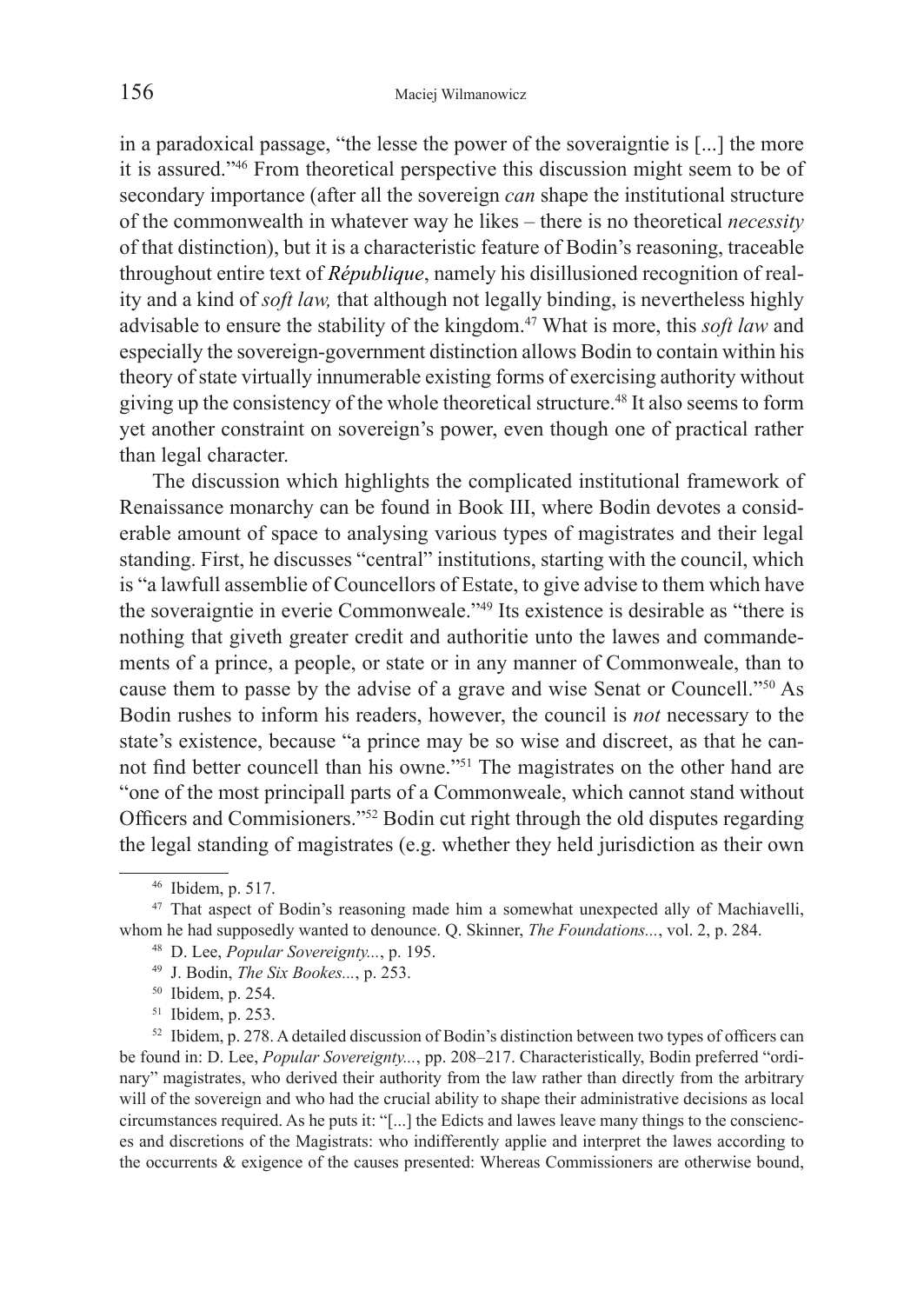in a paradoxical passage, "the lesse the power of the soveraigntie is [...] the more it is assured."[46] From theoretical perspective this discussion might seem to be of secondary importance (after all the sovereign *can* shape the institutional structure of the commonwealth in whatever way he likes – there is no theoretical *necessity* of that distinction), but it is a characteristic feature of Bodin's reasoning, traceable throughout entire text of ***République***, namely his disillusioned recognition of reality and a kind of *soft law,* that although not legally binding, is nevertheless highly advisable to ensure the stability of the kingdom.[47] What is more, this *soft law* and especially the sovereign-government distinction allows Bodin to contain within his theory of state virtually innumerable existing forms of exercising authority without giving up the consistency of the whole theoretical structure.[48] It also seems to form yet another constraint on sovereign's power, even though one of practical rather than legal character.

The discussion which highlights the complicated institutional framework of Renaissance monarchy can be found in Book III, where Bodin devotes a considerable amount of space to analysing various types of magistrates and their legal standing. First, he discusses "central" institutions, starting with the council, which is "a lawfull assemblie of Councellors of Estate, to give advise to them which have the soveraigntie in everie Commonweale."[49] Its existence is desirable as "there is nothing that giveth greater credit and authoritie unto the lawes and commandements of a prince, a people, or state or in any manner of Commonweale, than to cause them to passe by the advise of a grave and wise Senat or Councell."[50] As Bodin rushes to inform his readers, however, the council is *not* necessary to the state's existence, because "a prince may be so wise and discreet, as that he cannot find better councell than his owne."[51] The magistrates on the other hand are "one of the most principall parts of a Commonweale, which cannot stand without Officers and Commisioners."[52] Bodin cut right through the old disputes regarding the legal standing of magistrates (e.g. whether they held jurisdiction as their own

---

[46] Ibidem, p. 517.

[47] That aspect of Bodin's reasoning made him a somewhat unexpected ally of Machiavelli, whom he had supposedly wanted to denounce. Q. Skinner, *The Foundations...*, vol. 2, p. 284.

[48] D. Lee, *Popular Sovereignty...*, p. 195.

[49] J. Bodin, *The Six Bookes...*, p. 253.

[50] Ibidem, p. 254.

[51] Ibidem, p. 253.

[52] Ibidem, p. 278. A detailed discussion of Bodin's distinction between two types of officers can be found in: D. Lee, *Popular Sovereignty...*, pp. 208–217. Characteristically, Bodin preferred "ordinary" magistrates, who derived their authority from the law rather than directly from the arbitrary will of the sovereign and who had the crucial ability to shape their administrative decisions as local circumstances required. As he puts it: "[...] the Edicts and lawes leave many things to the consciences and discretions of the Magistrats: who indifferently applie and interpret the lawes according to the occurrents & exigence of the causes presented: Whereas Commissioners are otherwise bound,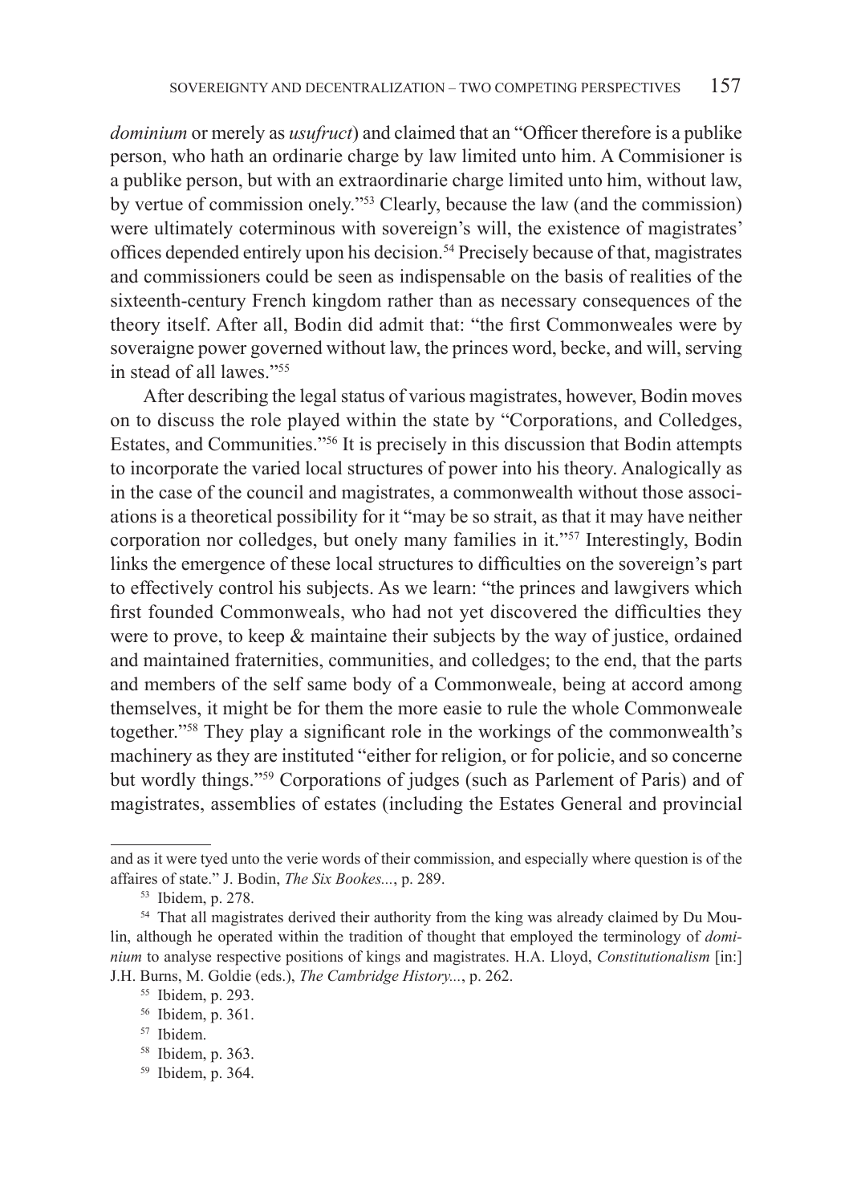*dominium* or merely as *usufruct*) and claimed that an "Officer therefore is a publike person, who hath an ordinarie charge by law limited unto him. A Commisioner is a publike person, but with an extraordinarie charge limited unto him, without law, by vertue of commission onely."[53] Clearly, because the law (and the commission) were ultimately coterminous with sovereign's will, the existence of magistrates' offices depended entirely upon his decision.[54] Precisely because of that, magistrates and commissioners could be seen as indispensable on the basis of realities of the sixteenth-century French kingdom rather than as necessary consequences of the theory itself. After all, Bodin did admit that: "the first Commonweales were by soveraigne power governed without law, the princes word, becke, and will, serving in stead of all lawes."[55]

After describing the legal status of various magistrates, however, Bodin moves on to discuss the role played within the state by "Corporations, and Colledges, Estates, and Communities."[56] It is precisely in this discussion that Bodin attempts to incorporate the varied local structures of power into his theory. Analogically as in the case of the council and magistrates, a commonwealth without those associations is a theoretical possibility for it "may be so strait, as that it may have neither corporation nor colledges, but onely many families in it."[57] Interestingly, Bodin links the emergence of these local structures to difficulties on the sovereign's part to effectively control his subjects. As we learn: "the princes and lawgivers which first founded Commonweals, who had not yet discovered the difficulties they were to prove, to keep & maintaine their subjects by the way of justice, ordained and maintained fraternities, communities, and colledges; to the end, that the parts and members of the self same body of a Commonweale, being at accord among themselves, it might be for them the more easie to rule the whole Commonweale together."[58] They play a significant role in the workings of the commonwealth's machinery as they are instituted "either for religion, or for policie, and so concerne but wordly things."[59] Corporations of judges (such as Parlement of Paris) and of magistrates, assemblies of estates (including the Estates General and provincial

---

and as it were tyed unto the verie words of their commission, and especially where question is of the affaires of state." J. Bodin, *The Six Bookes...*, p. 289.

[53] Ibidem, p. 278.

[54] That all magistrates derived their authority from the king was already claimed by Du Moulin, although he operated within the tradition of thought that employed the terminology of *dominium* to analyse respective positions of kings and magistrates. H.A. Lloyd, *Constitutionalism* [in:] J.H. Burns, M. Goldie (eds.), *The Cambridge History...*, p. 262.

[55] Ibidem, p. 293.

[56] Ibidem, p. 361.

[57] Ibidem.

[58] Ibidem, p. 363.

[59] Ibidem, p. 364.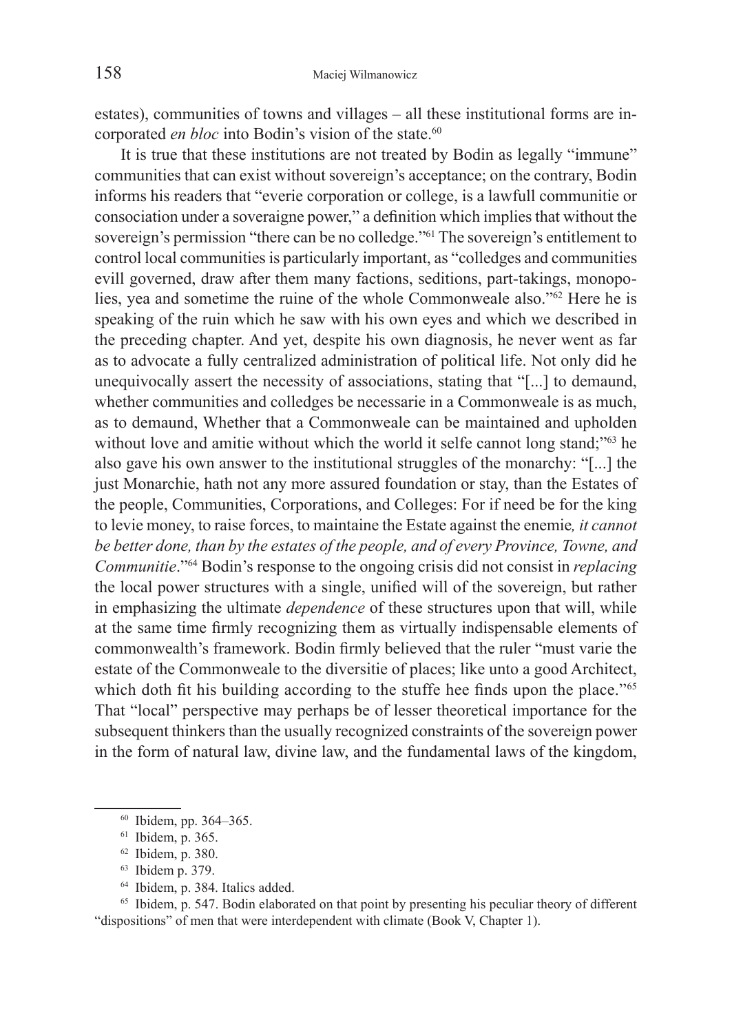estates), communities of towns and villages – all these institutional forms are incorporated *en bloc* into Bodin's vision of the state.[60]

It is true that these institutions are not treated by Bodin as legally "immune" communities that can exist without sovereign's acceptance; on the contrary, Bodin informs his readers that "everie corporation or college, is a lawfull communitie or consociation under a soveraigne power," a definition which implies that without the sovereign's permission "there can be no colledge."[61] The sovereign's entitlement to control local communities is particularly important, as "colledges and communities evill governed, draw after them many factions, seditions, part-takings, monopolies, yea and sometime the ruine of the whole Commonweale also."[62] Here he is speaking of the ruin which he saw with his own eyes and which we described in the preceding chapter. And yet, despite his own diagnosis, he never went as far as to advocate a fully centralized administration of political life. Not only did he unequivocally assert the necessity of associations, stating that "[...] to demaund, whether communities and colledges be necessarie in a Commonweale is as much, as to demaund, Whether that a Commonweale can be maintained and upholden without love and amitie without which the world it selfe cannot long stand;"[63] he also gave his own answer to the institutional struggles of the monarchy: "[...] the just Monarchie, hath not any more assured foundation or stay, than the Estates of the people, Communities, Corporations, and Colleges: For if need be for the king to levie money, to raise forces, to maintaine the Estate against the enemie*, it cannot be better done, than by the estates of the people, and of every Province, Towne, and Communitie*."[64] Bodin's response to the ongoing crisis did not consist in *replacing* the local power structures with a single, unified will of the sovereign, but rather in emphasizing the ultimate *dependence* of these structures upon that will, while at the same time firmly recognizing them as virtually indispensable elements of commonwealth's framework. Bodin firmly believed that the ruler "must varie the estate of the Commonweale to the diversitie of places; like unto a good Architect, which doth fit his building according to the stuffe hee finds upon the place."[65] That "local" perspective may perhaps be of lesser theoretical importance for the subsequent thinkers than the usually recognized constraints of the sovereign power in the form of natural law, divine law, and the fundamental laws of the kingdom,

---

[60] Ibidem, pp. 364–365.

[61] Ibidem, p. 365.

[62] Ibidem, p. 380.

[63] Ibidem p. 379.

[64] Ibidem, p. 384. Italics added.

[65] Ibidem, p. 547. Bodin elaborated on that point by presenting his peculiar theory of different "dispositions" of men that were interdependent with climate (Book V, Chapter 1).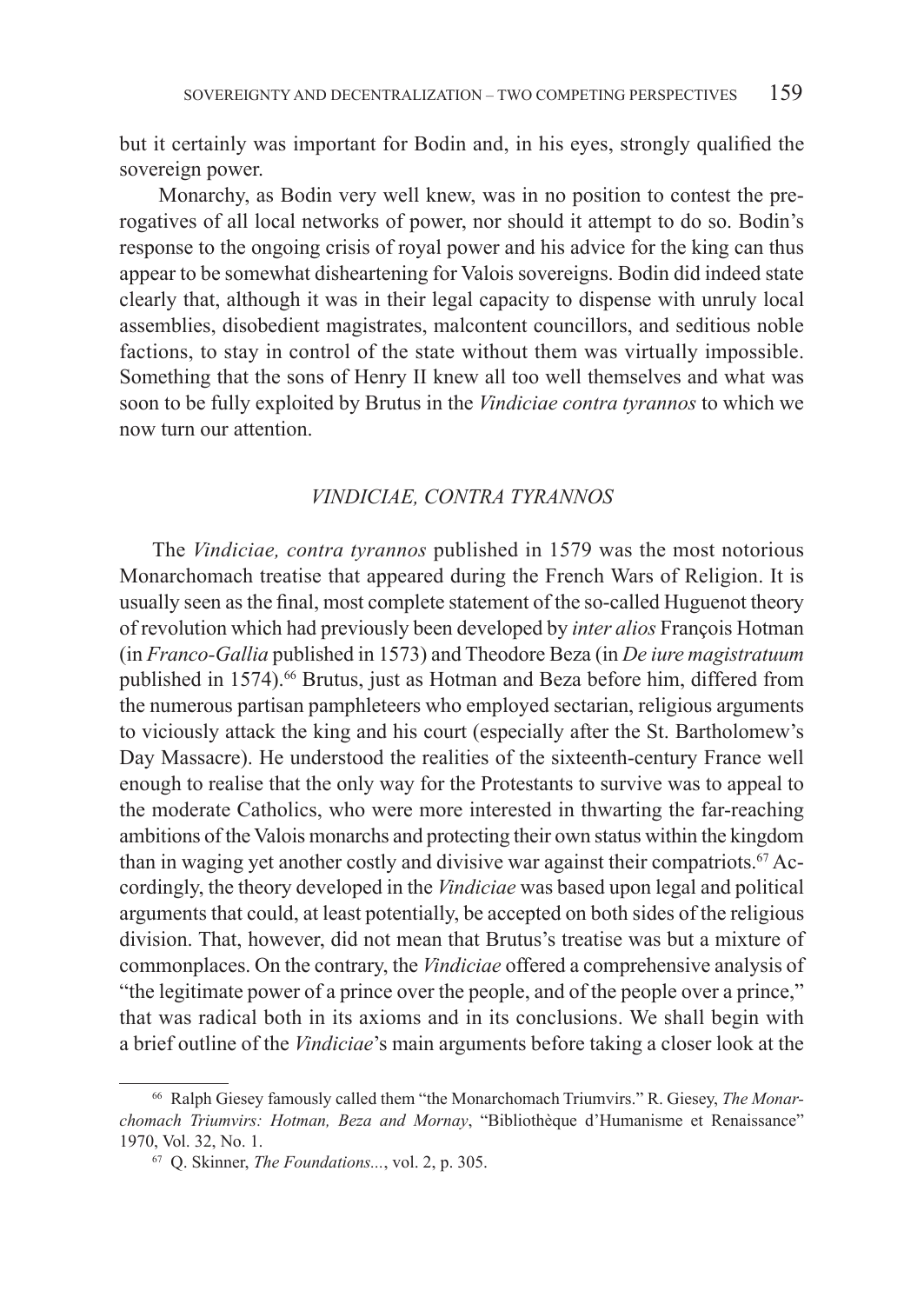but it certainly was important for Bodin and, in his eyes, strongly qualified the sovereign power.

Monarchy, as Bodin very well knew, was in no position to contest the prerogatives of all local networks of power, nor should it attempt to do so. Bodin's response to the ongoing crisis of royal power and his advice for the king can thus appear to be somewhat disheartening for Valois sovereigns. Bodin did indeed state clearly that, although it was in their legal capacity to dispense with unruly local assemblies, disobedient magistrates, malcontent councillors, and seditious noble factions, to stay in control of the state without them was virtually impossible. Something that the sons of Henry II knew all too well themselves and what was soon to be fully exploited by Brutus in the *Vindiciae contra tyrannos* to which we now turn our attention.

## *VINDICIAE, CONTRA TYRANNOS*

The *Vindiciae, contra tyrannos* published in 1579 was the most notorious Monarchomach treatise that appeared during the French Wars of Religion. It is usually seen as the final, most complete statement of the so-called Huguenot theory of revolution which had previously been developed by *inter alios* François Hotman (in *Franco-Gallia* published in 1573) and Theodore Beza (in *De iure magistratuum* published in 1574).[66] Brutus, just as Hotman and Beza before him, differed from the numerous partisan pamphleteers who employed sectarian, religious arguments to viciously attack the king and his court (especially after the St. Bartholomew's Day Massacre). He understood the realities of the sixteenth-century France well enough to realise that the only way for the Protestants to survive was to appeal to the moderate Catholics, who were more interested in thwarting the far-reaching ambitions of the Valois monarchs and protecting their own status within the kingdom than in waging yet another costly and divisive war against their compatriots.[67] Accordingly, the theory developed in the *Vindiciae* was based upon legal and political arguments that could, at least potentially, be accepted on both sides of the religious division. That, however, did not mean that Brutus's treatise was but a mixture of commonplaces. On the contrary, the *Vindiciae* offered a comprehensive analysis of "the legitimate power of a prince over the people, and of the people over a prince," that was radical both in its axioms and in its conclusions. We shall begin with a brief outline of the *Vindiciae*'s main arguments before taking a closer look at the

---

[66] Ralph Giesey famously called them "the Monarchomach Triumvirs." R. Giesey, *The Monarchomach Triumvirs: Hotman, Beza and Mornay*, "Bibliothèque d'Humanisme et Renaissance" 1970, Vol. 32, No. 1.

[67] Q. Skinner, *The Foundations...*, vol. 2, p. 305.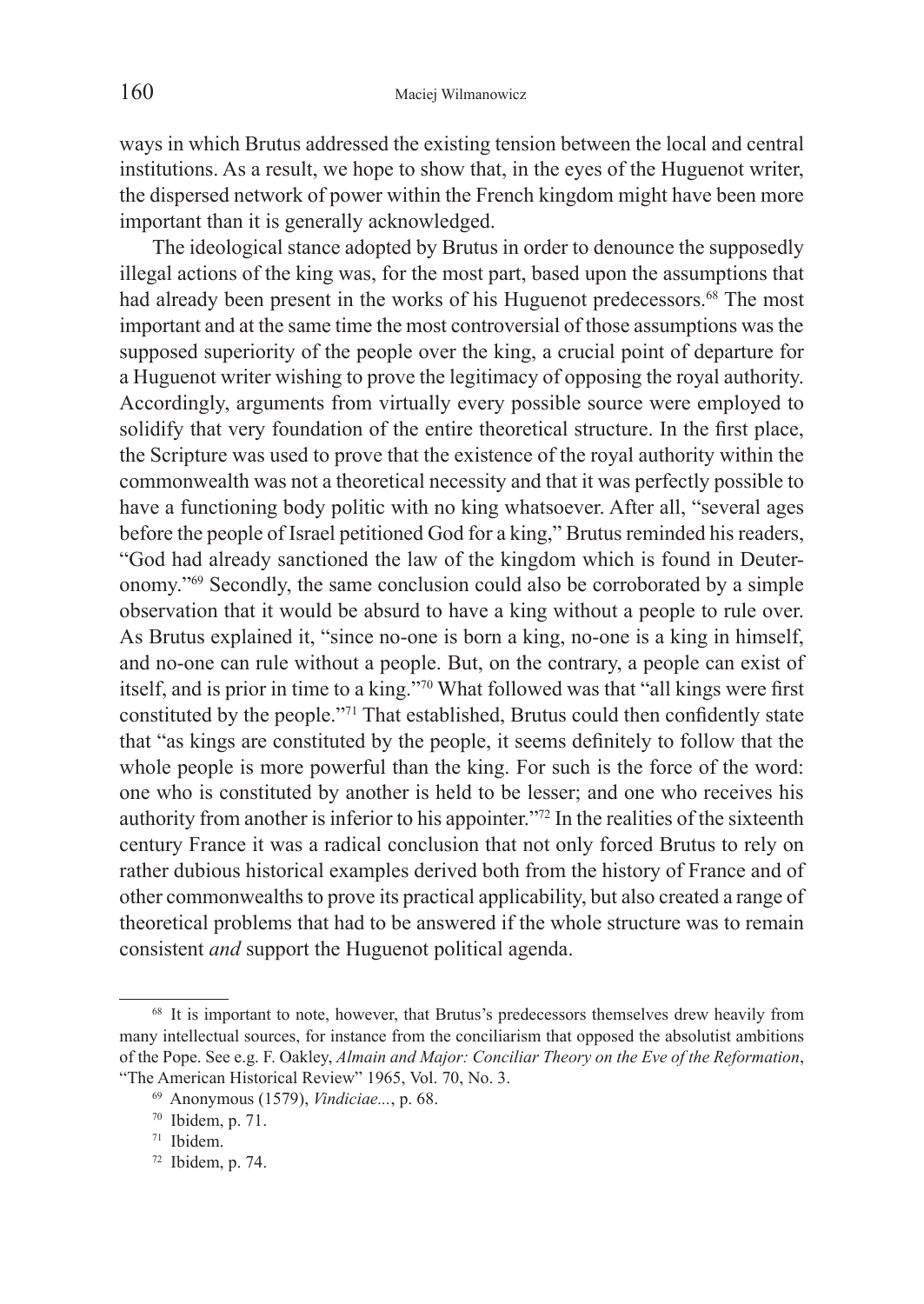ways in which Brutus addressed the existing tension between the local and central institutions. As a result, we hope to show that, in the eyes of the Huguenot writer, the dispersed network of power within the French kingdom might have been more important than it is generally acknowledged.

The ideological stance adopted by Brutus in order to denounce the supposedly illegal actions of the king was, for the most part, based upon the assumptions that had already been present in the works of his Huguenot predecessors.[68] The most important and at the same time the most controversial of those assumptions was the supposed superiority of the people over the king, a crucial point of departure for a Huguenot writer wishing to prove the legitimacy of opposing the royal authority. Accordingly, arguments from virtually every possible source were employed to solidify that very foundation of the entire theoretical structure. In the first place, the Scripture was used to prove that the existence of the royal authority within the commonwealth was not a theoretical necessity and that it was perfectly possible to have a functioning body politic with no king whatsoever. After all, "several ages before the people of Israel petitioned God for a king," Brutus reminded his readers, "God had already sanctioned the law of the kingdom which is found in Deuteronomy."[69] Secondly, the same conclusion could also be corroborated by a simple observation that it would be absurd to have a king without a people to rule over. As Brutus explained it, "since no-one is born a king, no-one is a king in himself, and no-one can rule without a people. But, on the contrary, a people can exist of itself, and is prior in time to a king."[70] What followed was that "all kings were first constituted by the people."[71] That established, Brutus could then confidently state that "as kings are constituted by the people, it seems definitely to follow that the whole people is more powerful than the king. For such is the force of the word: one who is constituted by another is held to be lesser; and one who receives his authority from another is inferior to his appointer."[72] In the realities of the sixteenth century France it was a radical conclusion that not only forced Brutus to rely on rather dubious historical examples derived both from the history of France and of other commonwealths to prove its practical applicability, but also created a range of theoretical problems that had to be answered if the whole structure was to remain consistent *and* support the Huguenot political agenda.

---

[68] It is important to note, however, that Brutus's predecessors themselves drew heavily from many intellectual sources, for instance from the conciliarism that opposed the absolutist ambitions of the Pope. See e.g. F. Oakley, *Almain and Major: Conciliar Theory on the Eve of the Reformation*, "The American Historical Review" 1965, Vol. 70, No. 3.

[69] Anonymous (1579), *Vindiciae...*, p. 68.

[70] Ibidem, p. 71.

[71] Ibidem.

[72] Ibidem, p. 74.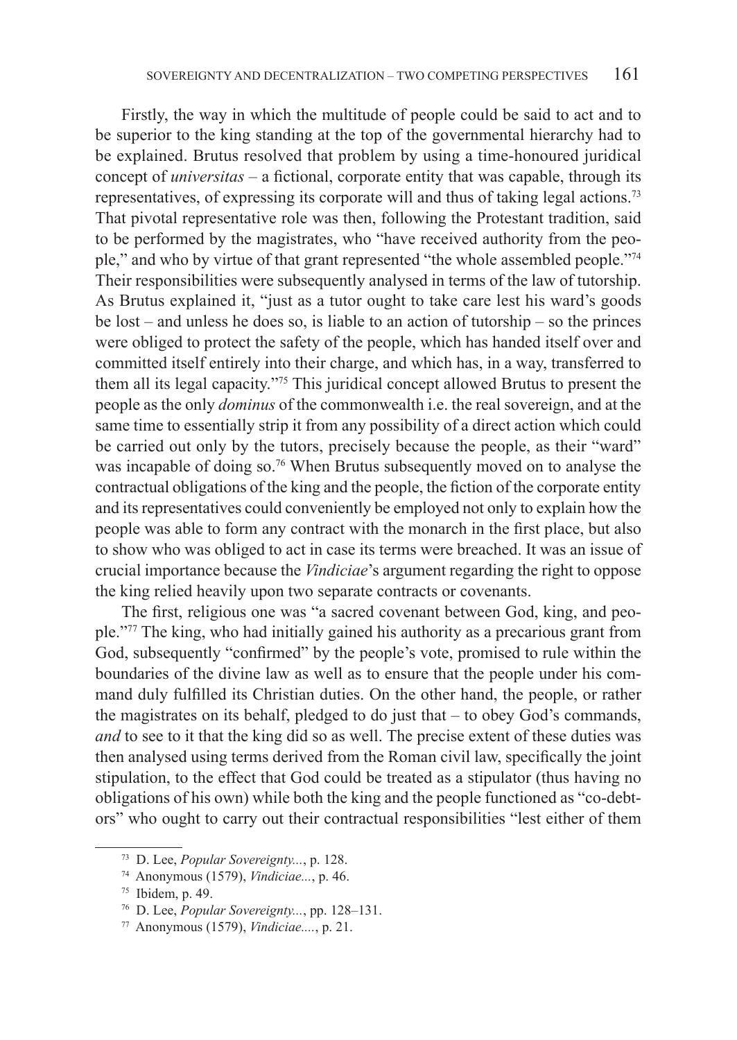Firstly, the way in which the multitude of people could be said to act and to be superior to the king standing at the top of the governmental hierarchy had to be explained. Brutus resolved that problem by using a time-honoured juridical concept of *universitas* – a fictional, corporate entity that was capable, through its representatives, of expressing its corporate will and thus of taking legal actions.[73] That pivotal representative role was then, following the Protestant tradition, said to be performed by the magistrates, who "have received authority from the people," and who by virtue of that grant represented "the whole assembled people."[74] Their responsibilities were subsequently analysed in terms of the law of tutorship. As Brutus explained it, "just as a tutor ought to take care lest his ward's goods be lost – and unless he does so, is liable to an action of tutorship – so the princes were obliged to protect the safety of the people, which has handed itself over and committed itself entirely into their charge, and which has, in a way, transferred to them all its legal capacity."[75] This juridical concept allowed Brutus to present the people as the only *dominus* of the commonwealth i.e. the real sovereign, and at the same time to essentially strip it from any possibility of a direct action which could be carried out only by the tutors, precisely because the people, as their "ward" was incapable of doing so.[76] When Brutus subsequently moved on to analyse the contractual obligations of the king and the people, the fiction of the corporate entity and its representatives could conveniently be employed not only to explain how the people was able to form any contract with the monarch in the first place, but also to show who was obliged to act in case its terms were breached. It was an issue of crucial importance because the *Vindiciae*'s argument regarding the right to oppose the king relied heavily upon two separate contracts or covenants.

The first, religious one was "a sacred covenant between God, king, and people."[77] The king, who had initially gained his authority as a precarious grant from God, subsequently "confirmed" by the people's vote, promised to rule within the boundaries of the divine law as well as to ensure that the people under his command duly fulfilled its Christian duties. On the other hand, the people, or rather the magistrates on its behalf, pledged to do just that – to obey God's commands, *and* to see to it that the king did so as well. The precise extent of these duties was then analysed using terms derived from the Roman civil law, specifically the joint stipulation, to the effect that God could be treated as a stipulator (thus having no obligations of his own) while both the king and the people functioned as "co-debtors" who ought to carry out their contractual responsibilities "lest either of them

---

[73] D. Lee, *Popular Sovereignty...*, p. 128.

[74] Anonymous (1579), *Vindiciae...*, p. 46.

[75] Ibidem, p. 49.

[76] D. Lee, *Popular Sovereignty...*, pp. 128–131.

[77] Anonymous (1579), *Vindiciae....*, p. 21.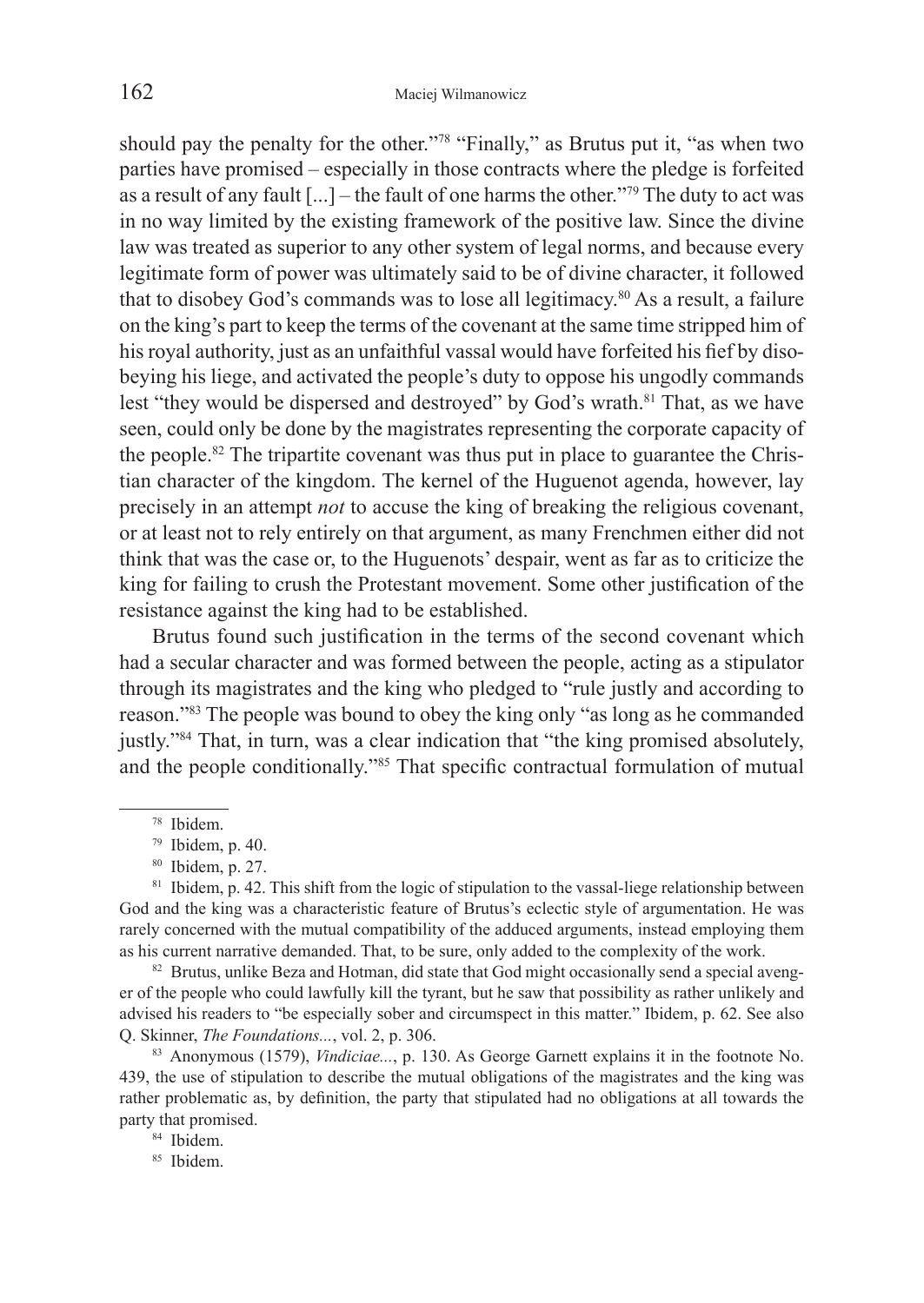should pay the penalty for the other."[78] "Finally," as Brutus put it, "as when two parties have promised – especially in those contracts where the pledge is forfeited as a result of any fault [...] – the fault of one harms the other."[79] The duty to act was in no way limited by the existing framework of the positive law. Since the divine law was treated as superior to any other system of legal norms, and because every legitimate form of power was ultimately said to be of divine character, it followed that to disobey God's commands was to lose all legitimacy.[80] As a result, a failure on the king's part to keep the terms of the covenant at the same time stripped him of his royal authority, just as an unfaithful vassal would have forfeited his fief by disobeying his liege, and activated the people's duty to oppose his ungodly commands lest "they would be dispersed and destroyed" by God's wrath.[81] That, as we have seen, could only be done by the magistrates representing the corporate capacity of the people.[82] The tripartite covenant was thus put in place to guarantee the Christian character of the kingdom. The kernel of the Huguenot agenda, however, lay precisely in an attempt *not* to accuse the king of breaking the religious covenant, or at least not to rely entirely on that argument, as many Frenchmen either did not think that was the case or, to the Huguenots' despair, went as far as to criticize the king for failing to crush the Protestant movement. Some other justification of the resistance against the king had to be established.

Brutus found such justification in the terms of the second covenant which had a secular character and was formed between the people, acting as a stipulator through its magistrates and the king who pledged to "rule justly and according to reason."[83] The people was bound to obey the king only "as long as he commanded justly."[84] That, in turn, was a clear indication that "the king promised absolutely, and the people conditionally."[85] That specific contractual formulation of mutual

---

[78] Ibidem.

[79] Ibidem, p. 40.

[80] Ibidem, p. 27.

[81] Ibidem, p. 42. This shift from the logic of stipulation to the vassal-liege relationship between God and the king was a characteristic feature of Brutus's eclectic style of argumentation. He was rarely concerned with the mutual compatibility of the adduced arguments, instead employing them as his current narrative demanded. That, to be sure, only added to the complexity of the work.

[82] Brutus, unlike Beza and Hotman, did state that God might occasionally send a special avenger of the people who could lawfully kill the tyrant, but he saw that possibility as rather unlikely and advised his readers to "be especially sober and circumspect in this matter." Ibidem, p. 62. See also Q. Skinner, *The Foundations...*, vol. 2, p. 306.

[83] Anonymous (1579), *Vindiciae...*, p. 130. As George Garnett explains it in the footnote No. 439, the use of stipulation to describe the mutual obligations of the magistrates and the king was rather problematic as, by definition, the party that stipulated had no obligations at all towards the party that promised.

[84] Ibidem.

[85] Ibidem.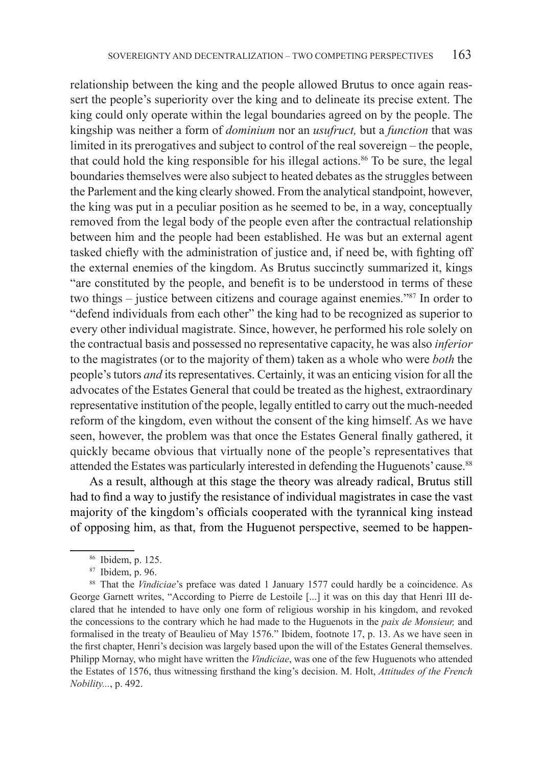relationship between the king and the people allowed Brutus to once again reassert the people's superiority over the king and to delineate its precise extent. The king could only operate within the legal boundaries agreed on by the people. The kingship was neither a form of *dominium* nor an *usufruct,* but a *function* that was limited in its prerogatives and subject to control of the real sovereign – the people, that could hold the king responsible for his illegal actions.[86] To be sure, the legal boundaries themselves were also subject to heated debates as the struggles between the Parlement and the king clearly showed. From the analytical standpoint, however, the king was put in a peculiar position as he seemed to be, in a way, conceptually removed from the legal body of the people even after the contractual relationship between him and the people had been established. He was but an external agent tasked chiefly with the administration of justice and, if need be, with fighting off the external enemies of the kingdom. As Brutus succinctly summarized it, kings "are constituted by the people, and benefit is to be understood in terms of these two things – justice between citizens and courage against enemies."[87] In order to "defend individuals from each other" the king had to be recognized as superior to every other individual magistrate. Since, however, he performed his role solely on the contractual basis and possessed no representative capacity, he was also *inferior* to the magistrates (or to the majority of them) taken as a whole who were *both* the people's tutors *and* its representatives. Certainly, it was an enticing vision for all the advocates of the Estates General that could be treated as the highest, extraordinary representative institution of the people, legally entitled to carry out the much-needed reform of the kingdom, even without the consent of the king himself. As we have seen, however, the problem was that once the Estates General finally gathered, it quickly became obvious that virtually none of the people's representatives that attended the Estates was particularly interested in defending the Huguenots' cause.[88]

As a result, although at this stage the theory was already radical, Brutus still had to find a way to justify the resistance of individual magistrates in case the vast majority of the kingdom's officials cooperated with the tyrannical king instead of opposing him, as that, from the Huguenot perspective, seemed to be happen-

---

[86] Ibidem, p. 125.

[87] Ibidem, p. 96.

[88] That the *Vindiciae*'s preface was dated 1 January 1577 could hardly be a coincidence. As George Garnett writes, "According to Pierre de Lestoile [...] it was on this day that Henri III declared that he intended to have only one form of religious worship in his kingdom, and revoked the concessions to the contrary which he had made to the Huguenots in the *paix de Monsieur,* and formalised in the treaty of Beaulieu of May 1576." Ibidem, footnote 17, p. 13. As we have seen in the first chapter, Henri's decision was largely based upon the will of the Estates General themselves. Philipp Mornay, who might have written the *Vindiciae*, was one of the few Huguenots who attended the Estates of 1576, thus witnessing firsthand the king's decision. M. Holt, *Attitudes of the French Nobility...*, p. 492.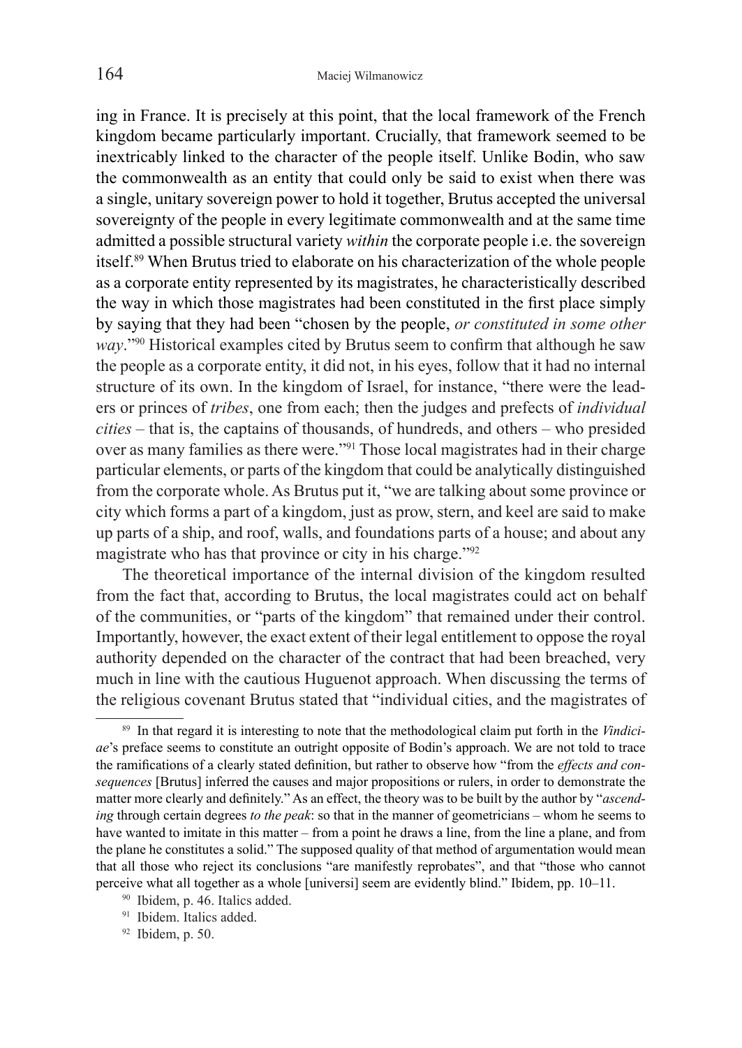ing in France. It is precisely at this point, that the local framework of the French kingdom became particularly important. Crucially, that framework seemed to be inextricably linked to the character of the people itself. Unlike Bodin, who saw the commonwealth as an entity that could only be said to exist when there was a single, unitary sovereign power to hold it together, Brutus accepted the universal sovereignty of the people in every legitimate commonwealth and at the same time admitted a possible structural variety *within* the corporate people i.e. the sovereign itself.[89] When Brutus tried to elaborate on his characterization of the whole people as a corporate entity represented by its magistrates, he characteristically described the way in which those magistrates had been constituted in the first place simply by saying that they had been "chosen by the people, *or constituted in some other way*."[90] Historical examples cited by Brutus seem to confirm that although he saw the people as a corporate entity, it did not, in his eyes, follow that it had no internal structure of its own. In the kingdom of Israel, for instance, "there were the leaders or princes of *tribes*, one from each; then the judges and prefects of *individual cities* – that is, the captains of thousands, of hundreds, and others – who presided over as many families as there were."[91] Those local magistrates had in their charge particular elements, or parts of the kingdom that could be analytically distinguished from the corporate whole. As Brutus put it, "we are talking about some province or city which forms a part of a kingdom, just as prow, stern, and keel are said to make up parts of a ship, and roof, walls, and foundations parts of a house; and about any magistrate who has that province or city in his charge."[92]

The theoretical importance of the internal division of the kingdom resulted from the fact that, according to Brutus, the local magistrates could act on behalf of the communities, or "parts of the kingdom" that remained under their control. Importantly, however, the exact extent of their legal entitlement to oppose the royal authority depended on the character of the contract that had been breached, very much in line with the cautious Huguenot approach. When discussing the terms of the religious covenant Brutus stated that "individual cities, and the magistrates of

---

[89] In that regard it is interesting to note that the methodological claim put forth in the *Vindiciae*'s preface seems to constitute an outright opposite of Bodin's approach. We are not told to trace the ramifications of a clearly stated definition, but rather to observe how "from the *effects and consequences* [Brutus] inferred the causes and major propositions or rulers, in order to demonstrate the matter more clearly and definitely." As an effect, the theory was to be built by the author by "*ascending* through certain degrees *to the peak*: so that in the manner of geometricians – whom he seems to have wanted to imitate in this matter – from a point he draws a line, from the line a plane, and from the plane he constitutes a solid." The supposed quality of that method of argumentation would mean that all those who reject its conclusions "are manifestly reprobates", and that "those who cannot perceive what all together as a whole [universi] seem are evidently blind." Ibidem, pp. 10–11.

[90] Ibidem, p. 46. Italics added.

[91] Ibidem. Italics added.

[92] Ibidem, p. 50.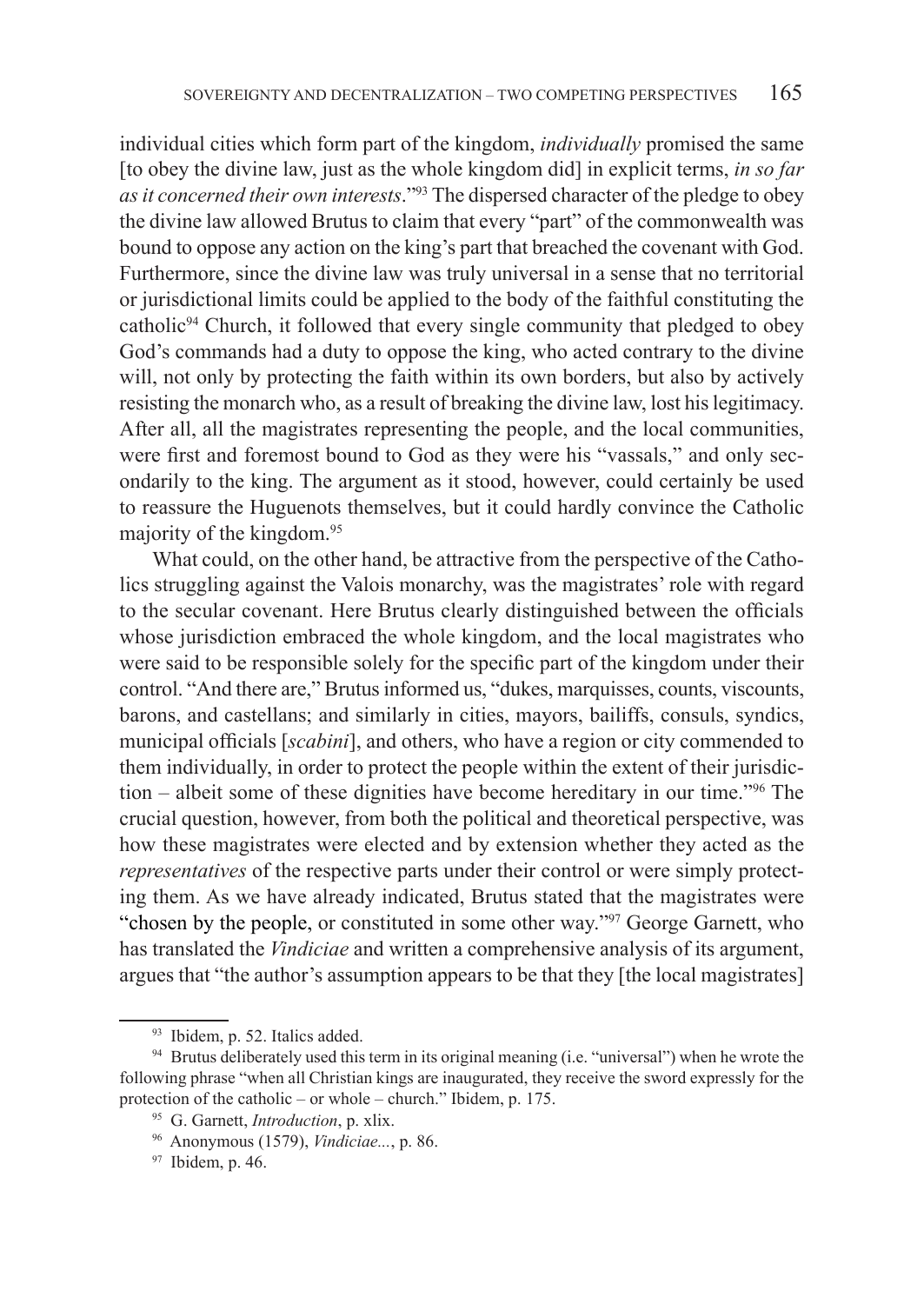individual cities which form part of the kingdom, *individually* promised the same [to obey the divine law, just as the whole kingdom did] in explicit terms, *in so far as it concerned their own interests*."[93] The dispersed character of the pledge to obey the divine law allowed Brutus to claim that every "part" of the commonwealth was bound to oppose any action on the king's part that breached the covenant with God. Furthermore, since the divine law was truly universal in a sense that no territorial or jurisdictional limits could be applied to the body of the faithful constituting the catholic[94] Church, it followed that every single community that pledged to obey God's commands had a duty to oppose the king, who acted contrary to the divine will, not only by protecting the faith within its own borders, but also by actively resisting the monarch who, as a result of breaking the divine law, lost his legitimacy. After all, all the magistrates representing the people, and the local communities, were first and foremost bound to God as they were his "vassals," and only secondarily to the king. The argument as it stood, however, could certainly be used to reassure the Huguenots themselves, but it could hardly convince the Catholic majority of the kingdom.[95]

What could, on the other hand, be attractive from the perspective of the Catholics struggling against the Valois monarchy, was the magistrates' role with regard to the secular covenant. Here Brutus clearly distinguished between the officials whose jurisdiction embraced the whole kingdom, and the local magistrates who were said to be responsible solely for the specific part of the kingdom under their control. "And there are," Brutus informed us, "dukes, marquisses, counts, viscounts, barons, and castellans; and similarly in cities, mayors, bailiffs, consuls, syndics, municipal officials [*scabini*], and others, who have a region or city commended to them individually, in order to protect the people within the extent of their jurisdiction – albeit some of these dignities have become hereditary in our time."[96] The crucial question, however, from both the political and theoretical perspective, was how these magistrates were elected and by extension whether they acted as the *representatives* of the respective parts under their control or were simply protecting them. As we have already indicated, Brutus stated that the magistrates were "chosen by the people, or constituted in some other way."[97] George Garnett, who has translated the *Vindiciae* and written a comprehensive analysis of its argument, argues that "the author's assumption appears to be that they [the local magistrates]

---

[93] Ibidem, p. 52. Italics added.

[94] Brutus deliberately used this term in its original meaning (i.e. "universal") when he wrote the following phrase "when all Christian kings are inaugurated, they receive the sword expressly for the protection of the catholic – or whole – church." Ibidem, p. 175.

[95] G. Garnett, *Introduction*, p. xlix.

[96] Anonymous (1579), *Vindiciae...*, p. 86.

[97] Ibidem, p. 46.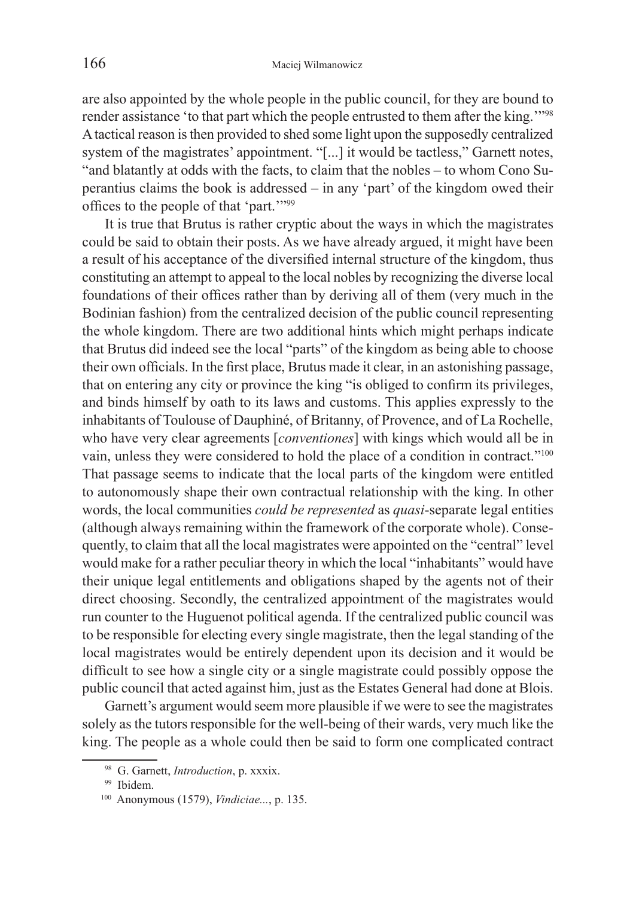are also appointed by the whole people in the public council, for they are bound to render assistance 'to that part which the people entrusted to them after the king.'"[98] A tactical reason is then provided to shed some light upon the supposedly centralized system of the magistrates' appointment. "[...] it would be tactless," Garnett notes, "and blatantly at odds with the facts, to claim that the nobles – to whom Cono Superantius claims the book is addressed – in any 'part' of the kingdom owed their offices to the people of that 'part.'"[99]

It is true that Brutus is rather cryptic about the ways in which the magistrates could be said to obtain their posts. As we have already argued, it might have been a result of his acceptance of the diversified internal structure of the kingdom, thus constituting an attempt to appeal to the local nobles by recognizing the diverse local foundations of their offices rather than by deriving all of them (very much in the Bodinian fashion) from the centralized decision of the public council representing the whole kingdom. There are two additional hints which might perhaps indicate that Brutus did indeed see the local "parts" of the kingdom as being able to choose their own officials. In the first place, Brutus made it clear, in an astonishing passage, that on entering any city or province the king "is obliged to confirm its privileges, and binds himself by oath to its laws and customs. This applies expressly to the inhabitants of Toulouse of Dauphiné, of Britanny, of Provence, and of La Rochelle, who have very clear agreements [*conventiones*] with kings which would all be in vain, unless they were considered to hold the place of a condition in contract."[100] That passage seems to indicate that the local parts of the kingdom were entitled to autonomously shape their own contractual relationship with the king. In other words, the local communities *could be represented* as *quasi*-separate legal entities (although always remaining within the framework of the corporate whole). Consequently, to claim that all the local magistrates were appointed on the "central" level would make for a rather peculiar theory in which the local "inhabitants" would have their unique legal entitlements and obligations shaped by the agents not of their direct choosing. Secondly, the centralized appointment of the magistrates would run counter to the Huguenot political agenda. If the centralized public council was to be responsible for electing every single magistrate, then the legal standing of the local magistrates would be entirely dependent upon its decision and it would be difficult to see how a single city or a single magistrate could possibly oppose the public council that acted against him, just as the Estates General had done at Blois.

Garnett's argument would seem more plausible if we were to see the magistrates solely as the tutors responsible for the well-being of their wards, very much like the king. The people as a whole could then be said to form one complicated contract

[98] G. Garnett, *Introduction*, p. xxxix.

[99] Ibidem.

[100] Anonymous (1579), *Vindiciae...*, p. 135.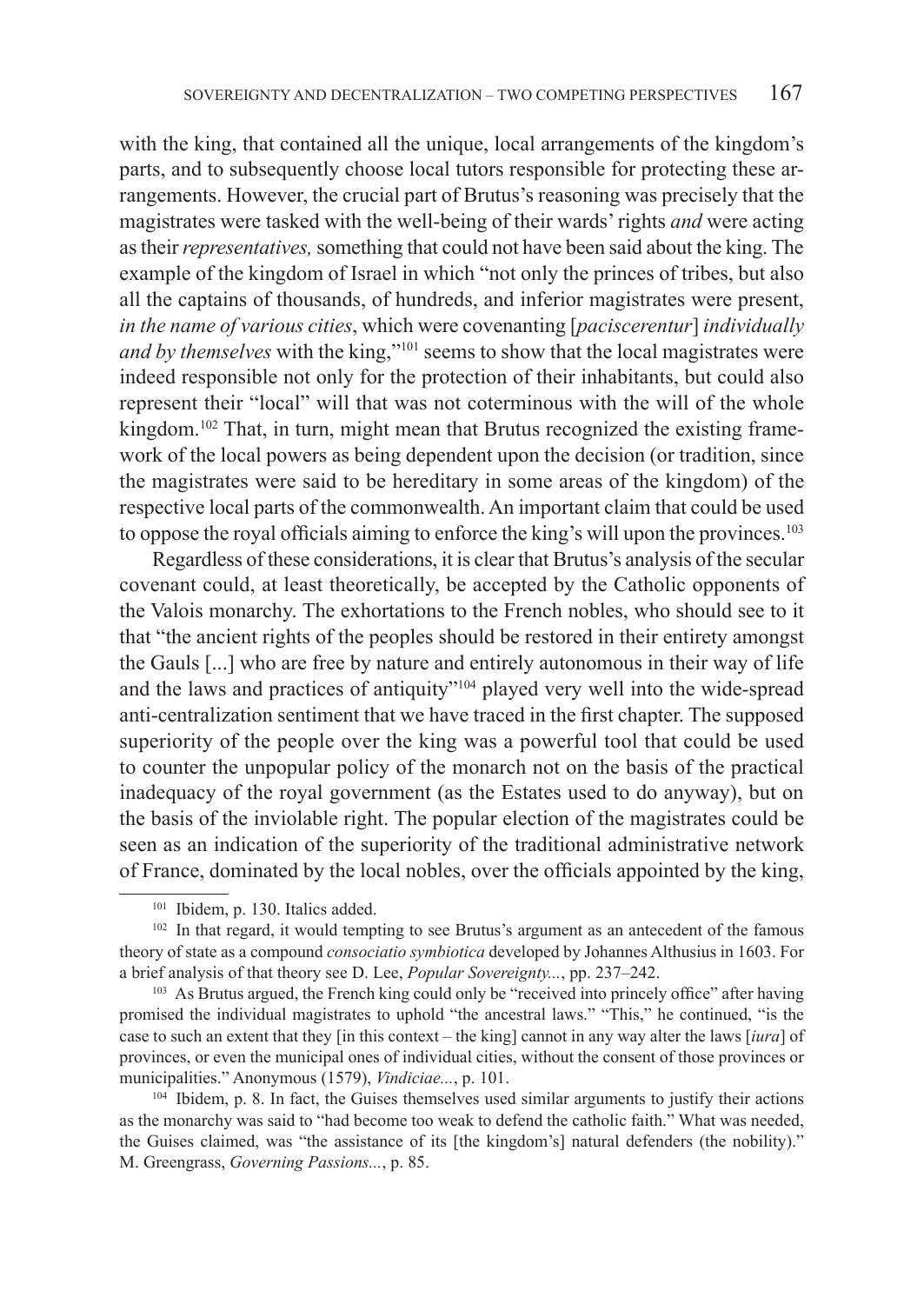with the king, that contained all the unique, local arrangements of the kingdom's parts, and to subsequently choose local tutors responsible for protecting these arrangements. However, the crucial part of Brutus's reasoning was precisely that the magistrates were tasked with the well-being of their wards' rights *and* were acting as their *representatives,* something that could not have been said about the king. The example of the kingdom of Israel in which "not only the princes of tribes, but also all the captains of thousands, of hundreds, and inferior magistrates were present, *in the name of various cities*, which were covenanting [*paciscerentur*] *individually and by themselves* with the king,"[101] seems to show that the local magistrates were indeed responsible not only for the protection of their inhabitants, but could also represent their "local" will that was not coterminous with the will of the whole kingdom.[102] That, in turn, might mean that Brutus recognized the existing framework of the local powers as being dependent upon the decision (or tradition, since the magistrates were said to be hereditary in some areas of the kingdom) of the respective local parts of the commonwealth. An important claim that could be used to oppose the royal officials aiming to enforce the king's will upon the provinces.[103]

Regardless of these considerations, it is clear that Brutus's analysis of the secular covenant could, at least theoretically, be accepted by the Catholic opponents of the Valois monarchy. The exhortations to the French nobles, who should see to it that "the ancient rights of the peoples should be restored in their entirety amongst the Gauls [...] who are free by nature and entirely autonomous in their way of life and the laws and practices of antiquity"[104] played very well into the wide-spread anti-centralization sentiment that we have traced in the first chapter. The supposed superiority of the people over the king was a powerful tool that could be used to counter the unpopular policy of the monarch not on the basis of the practical inadequacy of the royal government (as the Estates used to do anyway), but on the basis of the inviolable right. The popular election of the magistrates could be seen as an indication of the superiority of the traditional administrative network of France, dominated by the local nobles, over the officials appointed by the king,

---

[101] Ibidem, p. 130. Italics added.

[102] In that regard, it would tempting to see Brutus's argument as an antecedent of the famous theory of state as a compound *consociatio symbiotica* developed by Johannes Althusius in 1603. For a brief analysis of that theory see D. Lee, *Popular Sovereignty...*, pp. 237–242.

[103] As Brutus argued, the French king could only be "received into princely office" after having promised the individual magistrates to uphold "the ancestral laws." "This," he continued, "is the case to such an extent that they [in this context – the king] cannot in any way alter the laws [*iura*] of provinces, or even the municipal ones of individual cities, without the consent of those provinces or municipalities." Anonymous (1579), *Vindiciae...*, p. 101.

[104] Ibidem, p. 8. In fact, the Guises themselves used similar arguments to justify their actions as the monarchy was said to "had become too weak to defend the catholic faith." What was needed, the Guises claimed, was "the assistance of its [the kingdom's] natural defenders (the nobility)." M. Greengrass, *Governing Passions...*, p. 85.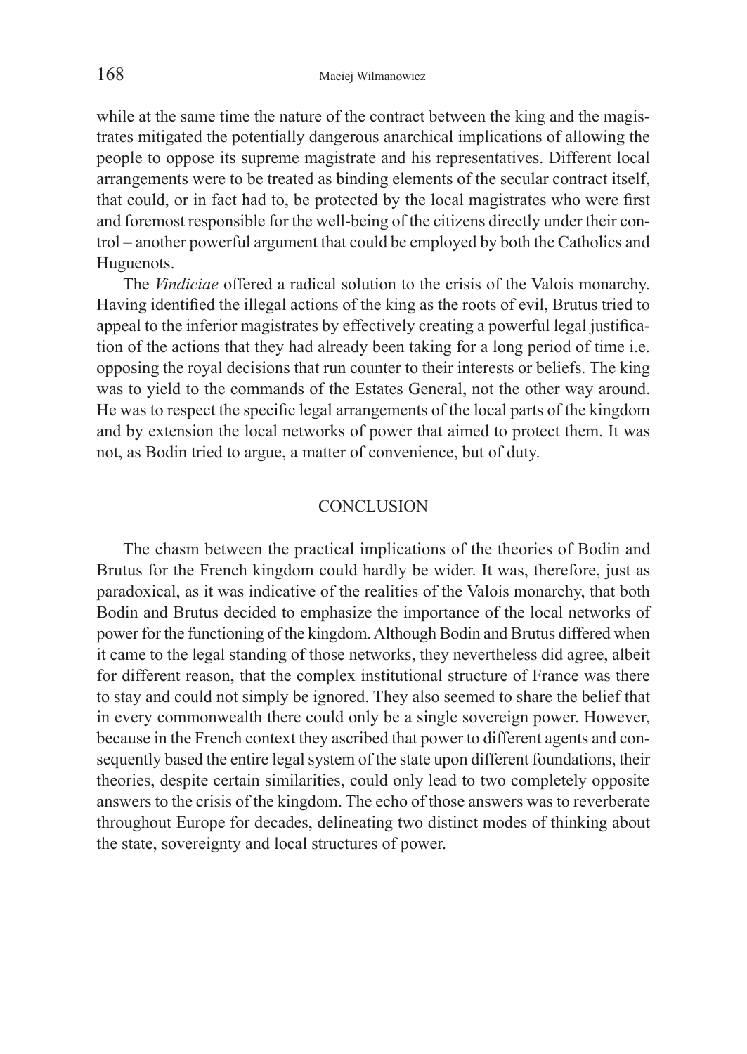while at the same time the nature of the contract between the king and the magistrates mitigated the potentially dangerous anarchical implications of allowing the people to oppose its supreme magistrate and his representatives. Different local arrangements were to be treated as binding elements of the secular contract itself, that could, or in fact had to, be protected by the local magistrates who were first and foremost responsible for the well-being of the citizens directly under their control – another powerful argument that could be employed by both the Catholics and Huguenots.

The *Vindiciae* offered a radical solution to the crisis of the Valois monarchy. Having identified the illegal actions of the king as the roots of evil, Brutus tried to appeal to the inferior magistrates by effectively creating a powerful legal justification of the actions that they had already been taking for a long period of time i.e. opposing the royal decisions that run counter to their interests or beliefs. The king was to yield to the commands of the Estates General, not the other way around. He was to respect the specific legal arrangements of the local parts of the kingdom and by extension the local networks of power that aimed to protect them. It was not, as Bodin tried to argue, a matter of convenience, but of duty.

## CONCLUSION

The chasm between the practical implications of the theories of Bodin and Brutus for the French kingdom could hardly be wider. It was, therefore, just as paradoxical, as it was indicative of the realities of the Valois monarchy, that both Bodin and Brutus decided to emphasize the importance of the local networks of power for the functioning of the kingdom. Although Bodin and Brutus differed when it came to the legal standing of those networks, they nevertheless did agree, albeit for different reason, that the complex institutional structure of France was there to stay and could not simply be ignored. They also seemed to share the belief that in every commonwealth there could only be a single sovereign power. However, because in the French context they ascribed that power to different agents and consequently based the entire legal system of the state upon different foundations, their theories, despite certain similarities, could only lead to two completely opposite answers to the crisis of the kingdom. The echo of those answers was to reverberate throughout Europe for decades, delineating two distinct modes of thinking about the state, sovereignty and local structures of power.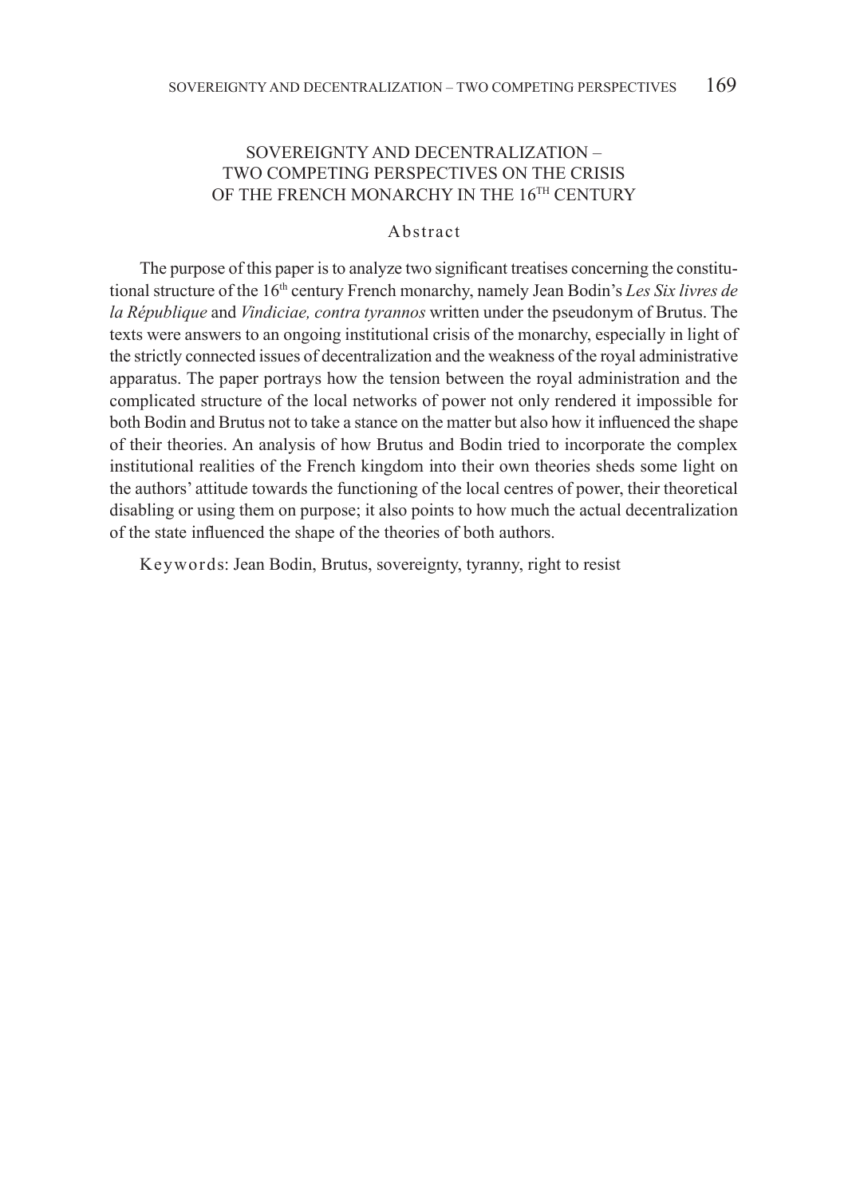## SOVEREIGNTY AND DECENTRALIZATION – TWO COMPETING PERSPECTIVES ON THE CRISIS OF THE FRENCH MONARCHY IN THE 16TH CENTURY

### Abstract

The purpose of this paper is to analyze two significant treatises concerning the constitutional structure of the 16th century French monarchy, namely Jean Bodin's *Les Six livres de la République* and *Vindiciae, contra tyrannos* written under the pseudonym of Brutus. The texts were answers to an ongoing institutional crisis of the monarchy, especially in light of the strictly connected issues of decentralization and the weakness of the royal administrative apparatus. The paper portrays how the tension between the royal administration and the complicated structure of the local networks of power not only rendered it impossible for both Bodin and Brutus not to take a stance on the matter but also how it influenced the shape of their theories. An analysis of how Brutus and Bodin tried to incorporate the complex institutional realities of the French kingdom into their own theories sheds some light on the authors' attitude towards the functioning of the local centres of power, their theoretical disabling or using them on purpose; it also points to how much the actual decentralization of the state influenced the shape of the theories of both authors.

Keywords: Jean Bodin, Brutus, sovereignty, tyranny, right to resist